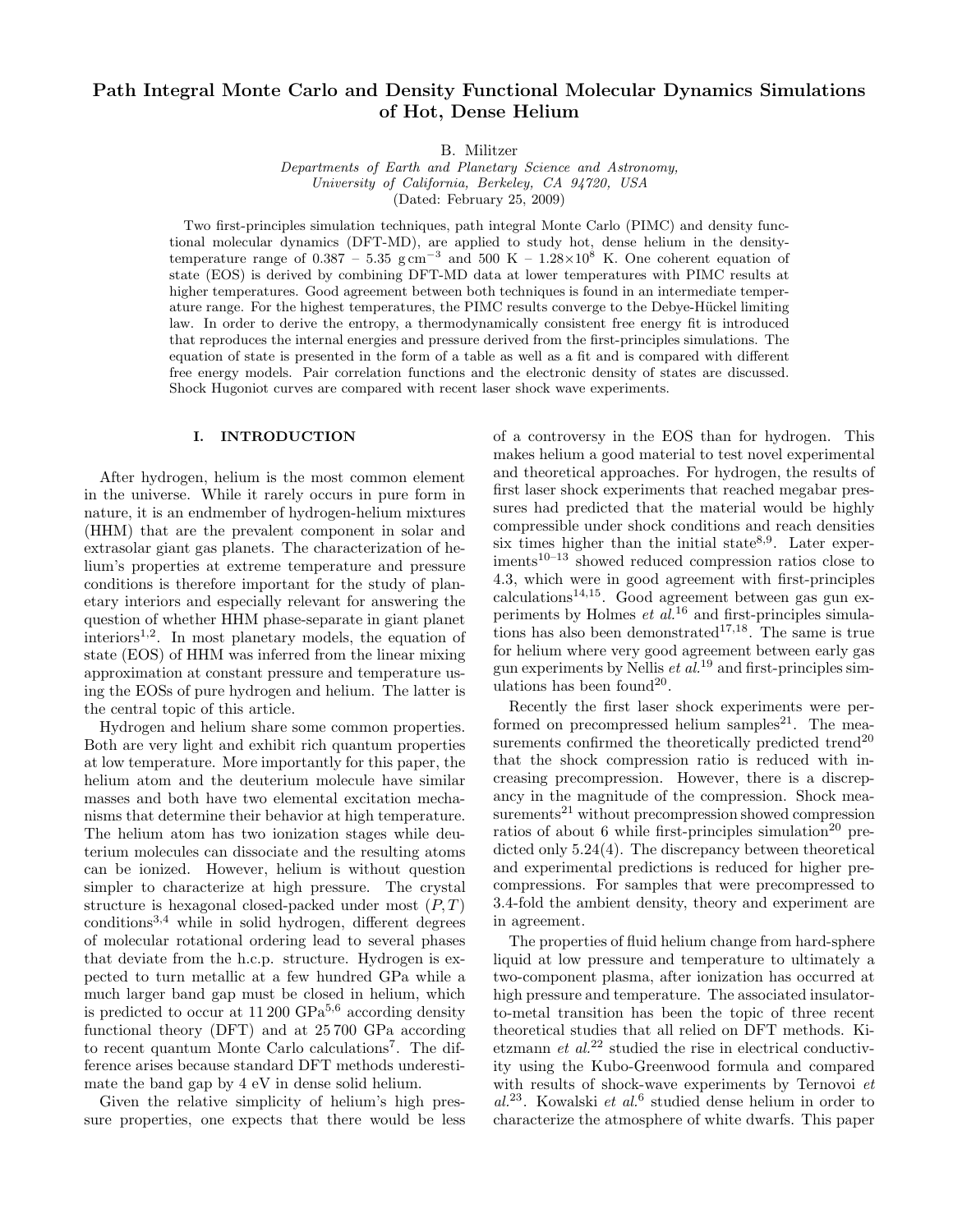# Path Integral Monte Carlo and Density Functional Molecular Dynamics Simulations of Hot, Dense Helium

B. Militzer

*Departments of Earth and Planetary Science and Astronomy, University of California, Berkeley, CA 94720, USA*

(Dated: February 25, 2009)

Two first-principles simulation techniques, path integral Monte Carlo (PIMC) and density functional molecular dynamics (DFT-MD), are applied to study hot, dense helium in the density-temperature range of 0.387 – 5.35 $\mathrm{g\,cm^{-3}}$ and 500 K – $1.28{\times}10^{8}$ K. One coherent equation of state (EOS) is derived by combining DFT-MD data at lower temperatures with PIMC results at higher temperatures. Good agreement between both techniques is found in an intermediate temperature range. For the highest temperatures, the PIMC results converge to the Debye-Hückel limiting law. In order to derive the entropy, a thermodynamically consistent free energy fit is introduced that reproduces the internal energies and pressure derived from the first-principles simulations. The equation of state is presented in the form of a table as well as a fit and is compared with different free energy models. Pair correlation functions and the electronic density of states are discussed. Shock Hugoniot curves are compared with recent laser shock wave experiments.

## I. INTRODUCTION

After hydrogen, helium is the most common element in the universe. While it rarely occurs in pure form in nature, it is an endmember of hydrogen-helium mixtures (HHM) that are the prevalent component in solar and extrasolar giant gas planets. The characterization of helium's properties at extreme temperature and pressure conditions is therefore important for the study of planetary interiors and especially relevant for answering the question of whether HHM phase-separate in giant planet interiors[1,2]. In most planetary models, the equation of state (EOS) of HHM was inferred from the linear mixing approximation at constant pressure and temperature using the EOSs of pure hydrogen and helium. The latter is the central topic of this article.

Hydrogen and helium share some common properties. Both are very light and exhibit rich quantum properties at low temperature. More importantly for this paper, the helium atom and the deuterium molecule have similar masses and both have two elemental excitation mechanisms that determine their behavior at high temperature. The helium atom has two ionization stages while deuterium molecules can dissociate and the resulting atoms can be ionized. However, helium is without question simpler to characterize at high pressure. The crystal structure is hexagonal closed-packed under most $(P,T)$ conditions[3,4] while in solid hydrogen, different degrees of molecular rotational ordering lead to several phases that deviate from the h.c.p. structure. Hydrogen is expected to turn metallic at a few hundred GPa while a much larger band gap must be closed in helium, which is predicted to occur at 11 200 GPa[5,6] according density functional theory (DFT) and at 25 700 GPa according to recent quantum Monte Carlo calculations[7]. The difference arises because standard DFT methods underestimate the band gap by 4 eV in dense solid helium.

Given the relative simplicity of helium's high pressure properties, one expects that there would be less of a controversy in the EOS than for hydrogen. This makes helium a good material to test novel experimental and theoretical approaches. For hydrogen, the results of first laser shock experiments that reached megabar pressures had predicted that the material would be highly compressible under shock conditions and reach densities six times higher than the initial state[8,9]. Later experiments[10–13] showed reduced compression ratios close to 4.3, which were in good agreement with first-principles calculations[14,15]. Good agreement between gas gun experiments by Holmes *et al.*[16] and first-principles simulations has also been demonstrated[17,18]. The same is true for helium where very good agreement between early gas gun experiments by Nellis *et al.*[19] and first-principles simulations has been found[20].

Recently the first laser shock experiments were performed on precompressed helium samples[21]. The measurements confirmed the theoretically predicted trend[20] that the shock compression ratio is reduced with increasing precompression. However, there is a discrepancy in the magnitude of the compression. Shock measurements[21] without precompression showed compression ratios of about 6 while first-principles simulation[20] predicted only 5.24(4). The discrepancy between theoretical and experimental predictions is reduced for higher precompressions. For samples that were precompressed to 3.4-fold the ambient density, theory and experiment are in agreement.

The properties of fluid helium change from hard-sphere liquid at low pressure and temperature to ultimately a two-component plasma, after ionization has occurred at high pressure and temperature. The associated insulator-to-metal transition has been the topic of three recent theoretical studies that all relied on DFT methods. Kietzmann *et al.*[22] studied the rise in electrical conductivity using the Kubo-Greenwood formula and compared with results of shock-wave experiments by Ternovoi *et al.*[23]. Kowalski *et al.*[6] studied dense helium in order to characterize the atmosphere of white dwarfs. This paper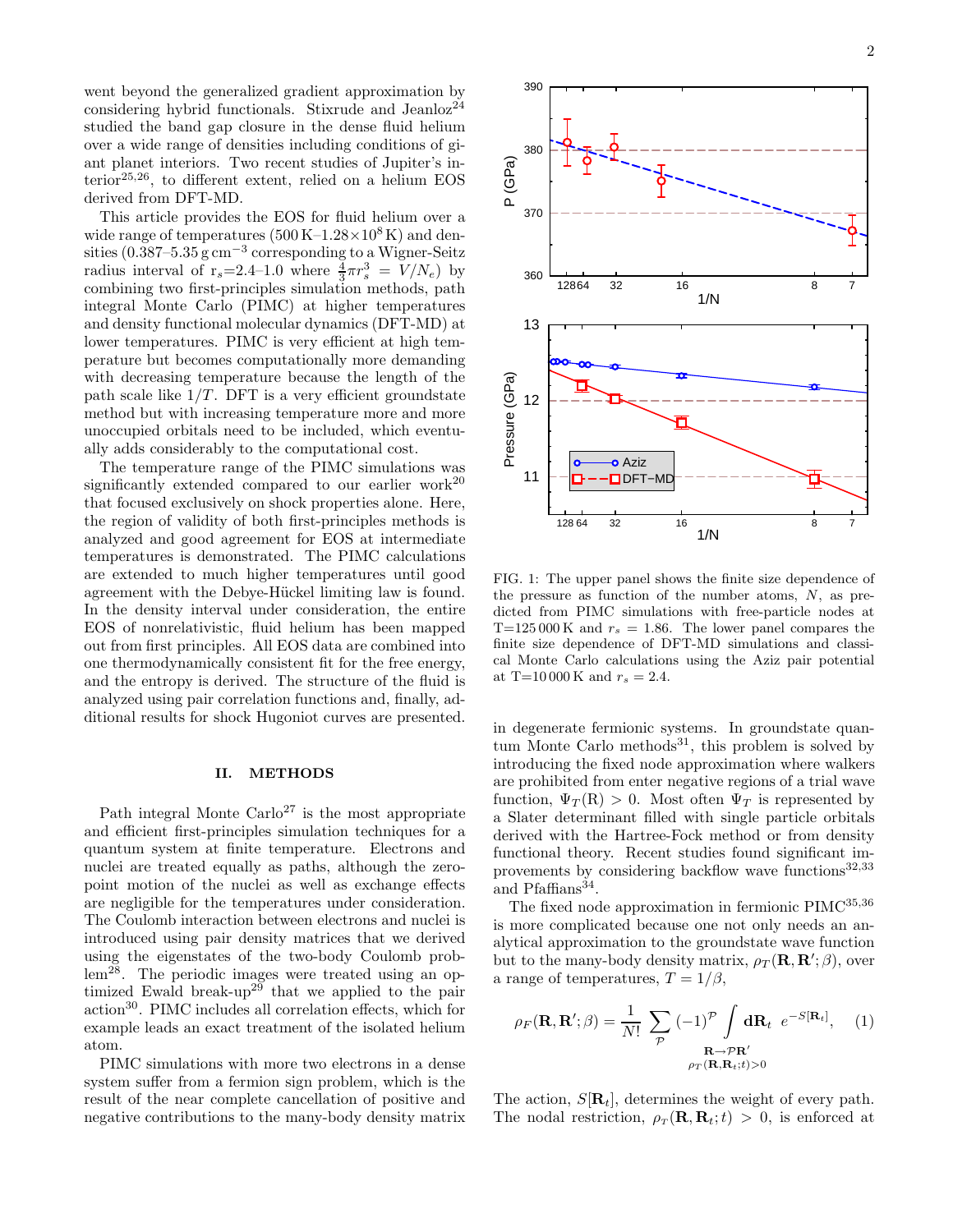went beyond the generalized gradient approximation by considering hybrid functionals. Stixrude and Jeanloz[24] studied the band gap closure in the dense fluid helium over a wide range of densities including conditions of giant planet interiors. Two recent studies of Jupiter's interior[25,26], to different extent, relied on a helium EOS derived from DFT-MD.

This article provides the EOS for fluid helium over a wide range of temperatures (500 K–1.28×10$^8$ K) and densities (0.387–5.35 g cm$^{-3}$ corresponding to a Wigner-Seitz radius interval of r$_s$=2.4–1.0 where $\frac{4}{3}\pi r_s^3 = V/N_e$) by combining two first-principles simulation methods, path integral Monte Carlo (PIMC) at higher temperatures and density functional molecular dynamics (DFT-MD) at lower temperatures. PIMC is very efficient at high temperature but becomes computationally more demanding with decreasing temperature because the length of the path scale like $1/T$. DFT is a very efficient groundstate method but with increasing temperature more and more unoccupied orbitals need to be included, which eventually adds considerably to the computational cost.

The temperature range of the PIMC simulations was significantly extended compared to our earlier work[20] that focused exclusively on shock properties alone. Here, the region of validity of both first-principles methods is analyzed and good agreement for EOS at intermediate temperatures is demonstrated. The PIMC calculations are extended to much higher temperatures until good agreement with the Debye-Hückel limiting law is found. In the density interval under consideration, the entire EOS of nonrelativistic, fluid helium has been mapped out from first principles. All EOS data are combined into one thermodynamically consistent fit for the free energy, and the entropy is derived. The structure of the fluid is analyzed using pair correlation functions and, finally, additional results for shock Hugoniot curves are presented.

## II. METHODS

Path integral Monte Carlo[27] is the most appropriate and efficient first-principles simulation techniques for a quantum system at finite temperature. Electrons and nuclei are treated equally as paths, although the zero-point motion of the nuclei as well as exchange effects are negligible for the temperatures under consideration. The Coulomb interaction between electrons and nuclei is introduced using pair density matrices that we derived using the eigenstates of the two-body Coulomb problem[28]. The periodic images were treated using an optimized Ewald break-up[29] that we applied to the pair action[30]. PIMC includes all correlation effects, which for example leads an exact treatment of the isolated helium atom.

PIMC simulations with more two electrons in a dense system suffer from a fermion sign problem, which is the result of the near complete cancellation of positive and negative contributions to the many-body density matrix

390
380
370
360
P (GPa)
128 64 32 16 8 7
1/N

13
12
11
Pressure (GPa)
Aziz
DFT−MD
128 64 32 16 8 7
1/N

FIG. 1: The upper panel shows the finite size dependence of the pressure as function of the number atoms, $N$, as predicted from PIMC simulations with free-particle nodes at T=125 000 K and $r_s$ = 1.86. The lower panel compares the finite size dependence of DFT-MD simulations and classical Monte Carlo calculations using the Aziz pair potential at T=10 000 K and $r_s$ = 2.4.

in degenerate fermionic systems. In groundstate quantum Monte Carlo methods[31], this problem is solved by introducing the fixed node approximation where walkers are prohibited from enter negative regions of a trial wave function, $\Psi_T(\mathrm{R}) > 0$. Most often $\Psi_T$ is represented by a Slater determinant filled with single particle orbitals derived with the Hartree-Fock method or from density functional theory. Recent studies found significant improvements by considering backflow wave functions[32,33] and Pfaffians[34].

The fixed node approximation in fermionic PIMC[35,36] is more complicated because one not only needs an analytical approximation to the groundstate wave function but to the many-body density matrix, $\rho_T(\mathbf{R}, \mathbf{R}'; \beta)$, over a range of temperatures, $T = 1/\beta$,

$$
\rho_F(\mathbf{R}, \mathbf{R}'; \beta) = \frac{1}{N!} \sum_{\mathcal{P}} (-1)^{\mathcal{P}} \int\limits_{\substack{\mathbf{R} \to \mathcal{P}\mathbf{R}' \\ \rho_T(\mathbf{R}, \mathbf{R}_t; t) > 0}} \mathbf{d}\mathbf{R}_t \; e^{-S[\mathbf{R}_t]}, \quad (1)
$$

The action, $S[\mathbf{R}_t]$, determines the weight of every path. The nodal restriction, $\rho_T(\mathbf{R}, \mathbf{R}_t; t) > 0$, is enforced at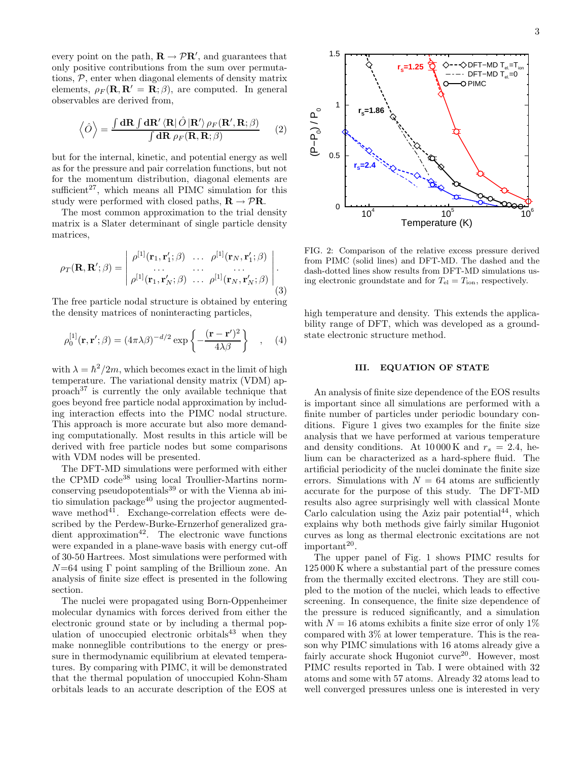every point on the path, $\mathbf{R} \to \mathcal{P}\mathbf{R}'$, and guarantees that only positive contributions from the sum over permutations, $\mathcal{P}$, enter when diagonal elements of density matrix elements, $\rho_F(\mathbf{R}, \mathbf{R}' = \mathbf{R}; \beta)$, are computed. In general observables are derived from,

$$\left\langle \hat{O} \right\rangle = \frac{\int \mathbf{dR} \int \mathbf{dR}' \left\langle \mathbf{R} \right| \hat{O} \left| \mathbf{R}' \right\rangle \rho_F(\mathbf{R}', \mathbf{R}; \beta)}{\int \mathbf{dR}\, \rho_F(\mathbf{R}, \mathbf{R}; \beta)} \qquad (2)$$

but for the internal, kinetic, and potential energy as well as for the pressure and pair correlation functions, but not for the momentum distribution, diagonal elements are sufficient[27], which means all PIMC simulation for this study were performed with closed paths, $\mathbf{R} \to \mathcal{P}\mathbf{R}$.

The most common approximation to the trial density matrix is a Slater determinant of single particle density matrices,

$$\rho_T(\mathbf{R}, \mathbf{R}'; \beta) = \begin{vmatrix} \rho^{[1]}(\mathbf{r}_1, \mathbf{r}_1'; \beta) & \dots & \rho^{[1]}(\mathbf{r}_N, \mathbf{r}_1'; \beta) \\ \dots & \dots & \dots \\ \rho^{[1]}(\mathbf{r}_1, \mathbf{r}_N'; \beta) & \dots & \rho^{[1]}(\mathbf{r}_N, \mathbf{r}_N'; \beta) \end{vmatrix}. \qquad (3)$$

The free particle nodal structure is obtained by entering the density matrices of noninteracting particles,

$$\rho_0^{[1]}(\mathbf{r}, \mathbf{r}'; \beta) = (4\pi\lambda\beta)^{-d/2} \exp\left\{ -\frac{(\mathbf{r} - \mathbf{r}')^2}{4\lambda\beta} \right\} \quad , \qquad (4)$$

with $\lambda = \hbar^2/2m$, which becomes exact in the limit of high temperature. The variational density matrix (VDM) approach[37] is currently the only available technique that goes beyond free particle nodal approximation by including interaction effects into the PIMC nodal structure. This approach is more accurate but also more demanding computationally. Most results in this article will be derived with free particle nodes but some comparisons with VDM nodes will be presented.

The DFT-MD simulations were performed with either the CPMD code[38] using local Troullier-Martins norm-conserving pseudopotentials[39] or with the Vienna ab initio simulation package[40] using the projector augmented-wave method[41]. Exchange-correlation effects were described by the Perdew-Burke-Ernzerhof generalized gradient approximation[42]. The electronic wave functions were expanded in a plane-wave basis with energy cut-off of 30-50 Hartrees. Most simulations were performed with $N$=64 using $\Gamma$ point sampling of the Brillioun zone. An analysis of finite size effect is presented in the following section.

The nuclei were propagated using Born-Oppenheimer molecular dynamics with forces derived from either the electronic ground state or by including a thermal population of unoccupied electronic orbitals[43] when they make nonneglible contributions to the energy or pressure in thermodynamic equilibrium at elevated temperatures. By comparing with PIMC, it will be demonstrated that the thermal population of unoccupied Kohn-Sham orbitals leads to an accurate description of the EOS at

(P−P0) / P0
Temperature (K)
rs=1.25
rs=1.86
rs=2.4
DFT-MD Tel.=Tion
DFT-MD Tel.=0
PIMC

FIG. 2: Comparison of the relative excess pressure derived from PIMC (solid lines) and DFT-MD. The dashed and the dash-dotted lines show results from DFT-MD simulations using electronic groundstate and for $T_{\rm el} = T_{\rm ion}$, respectively.

high temperature and density. This extends the applicability range of DFT, which was developed as a groundstate electronic structure method.

## III. EQUATION OF STATE

An analysis of finite size dependence of the EOS results is important since all simulations are performed with a finite number of particles under periodic boundary conditions. Figure 1 gives two examples for the finite size analysis that we have performed at various temperature and density conditions. At 10 000 K and $r_s = 2.4$, helium can be characterized as a hard-sphere fluid. The artificial periodicity of the nuclei dominate the finite size errors. Simulations with $N = 64$ atoms are sufficiently accurate for the purpose of this study. The DFT-MD results also agree surprisingly well with classical Monte Carlo calculation using the Aziz pair potential[44], which explains why both methods give fairly similar Hugoniot curves as long as thermal electronic excitations are not important[20].

The upper panel of Fig. 1 shows PIMC results for 125 000 K where a substantial part of the pressure comes from the thermally excited electrons. They are still coupled to the motion of the nuclei, which leads to effective screening. In consequence, the finite size dependence of the pressure is reduced significantly, and a simulation with $N = 16$ atoms exhibits a finite size error of only 1% compared with 3% at lower temperature. This is the reason why PIMC simulations with 16 atoms already give a fairly accurate shock Hugoniot curve[20]. However, most PIMC results reported in Tab. I were obtained with 32 atoms and some with 57 atoms. Already 32 atoms lead to well converged pressures unless one is interested in very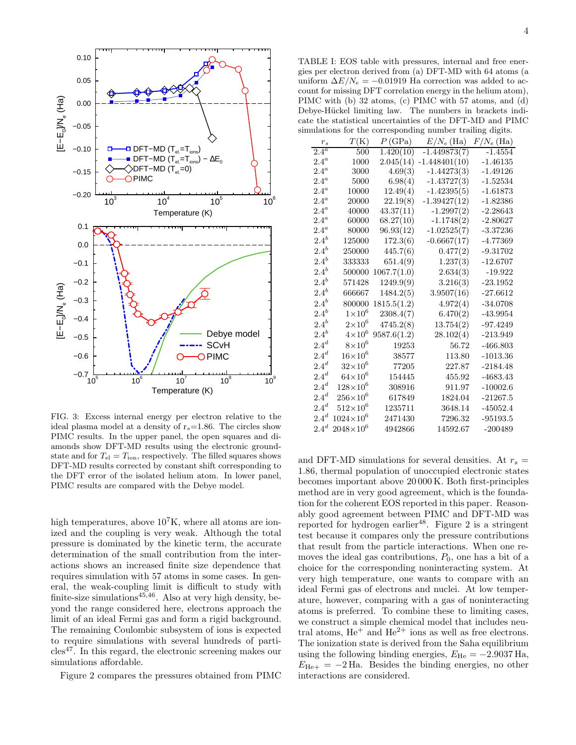[E−E$_0$]/N$_e$ (Ha)

0.10
0.05
0.00
−0.05
−0.10
−0.15
−0.20

$10^3$ $10^4$ $10^5$ $10^6$

Temperature (K)

DFT−MD ($T_{el.}$=$T_{ions}$)
DFT−MD ($T_{el.}$=$T_{ions}$) − ΔE$_0$
DFT−MD ($T_{el.}$=0)
PIMC

[E−E$_0$]/N$_e$ (Ha)

0.1
0.0
−0.1
−0.2
−0.3
−0.4
−0.5
−0.6
−0.7

$10^5$ $10^6$ $10^7$ $10^8$ $10^9$

Temperature (K)

Debye model
SCvH
PIMC

FIG. 3: Excess internal energy per electron relative to the ideal plasma model at a density of $r_s$=1.86. The circles show PIMC results. In the upper panel, the open squares and diamonds show DFT-MD results using the electronic ground-state and for $T_{\rm el} = T_{\rm ion}$, respectively. The filled squares shows DFT-MD results corrected by constant shift corresponding to the DFT error of the isolated helium atom. In lower panel, PIMC results are compared with the Debye model.

high temperatures, above $10^7$K, where all atoms are ionized and the coupling is very weak. Although the total pressure is dominated by the kinetic term, the accurate determination of the small contribution from the interactions shows an increased finite size dependence that requires simulation with 57 atoms in some cases. In general, the weak-coupling limit is difficult to study with finite-size simulations[45,46]. Also at very high density, beyond the range considered here, electrons approach the limit of an ideal Fermi gas and form a rigid background. The remaining Coulombic subsystem of ions is expected to require simulations with several hundreds of particles[47]. In this regard, the electronic screening makes our simulations affordable.

Figure 2 compares the pressures obtained from PIMC and DFT-MD simulations for several densities. At $r_s$ = 1.86, thermal population of unoccupied electronic states becomes important above 20 000 K. Both first-principles method are in very good agreement, which is the foundation for the coherent EOS reported in this paper. Reasonably good agreement between PIMC and DFT-MD was reported for hydrogen earlier[48]. Figure 2 is a stringent test because it compares only the pressure contributions that result from the particle interactions. When one removes the ideal gas contributions, $P_0$, one has a bit of a choice for the corresponding noninteracting system. At very high temperature, one wants to compare with an ideal Fermi gas of electrons and nuclei. At low temperature, however, comparing with a gas of noninteracting atoms is preferred. To combine these to limiting cases, we construct a simple chemical model that includes neutral atoms, $He^+$ and $He^{2+}$ ions as well as free electrons. The ionization state is derived from the Saha equilibrium using the following binding energies, $E_{\rm He} = -2.9037$ Ha, $E_{\rm He+} = -2$ Ha. Besides the binding energies, no other interactions are considered.

TABLE I: EOS table with pressures, internal and free energies per electron derived from (a) DFT-MD with 64 atoms (a uniform $\Delta E/N_e = -0.01919$ Ha correction was added to account for missing DFT correlation energy in the helium atom), PIMC with (b) 32 atoms, (c) PIMC with 57 atoms, and (d) Debye-Hückel limiting law. The numbers in brackets indicate the statistical uncertainties of the DFT-MD and PIMC simulations for the corresponding number trailing digits.

| $r_s$ | $T$(K) | $P$ (GPa) | $E/N_e$ (Ha) | $F/N_e$ (Ha) |
|---|---|---|---|---|
| $2.4^a$ | 500 | 1.420(10) | -1.449873(7) | -1.4554 |
| $2.4^a$ | 1000 | 2.045(14) | -1.448401(10) | -1.46135 |
| $2.4^a$ | 3000 | 4.69(3) | -1.44273(3) | -1.49126 |
| $2.4^a$ | 5000 | 6.98(4) | -1.43727(3) | -1.52534 |
| $2.4^a$ | 10000 | 12.49(4) | -1.42395(5) | -1.61873 |
| $2.4^a$ | 20000 | 22.19(8) | -1.39427(12) | -1.82386 |
| $2.4^a$ | 40000 | 43.37(11) | -1.2997(2) | -2.28643 |
| $2.4^a$ | 60000 | 68.27(10) | -1.1748(2) | -2.80627 |
| $2.4^a$ | 80000 | 96.93(12) | -1.02525(7) | -3.37236 |
| $2.4^b$ | 125000 | 172.3(6) | -0.6667(17) | -4.77369 |
| $2.4^b$ | 250000 | 445.7(6) | 0.477(2) | -9.31702 |
| $2.4^b$ | 333333 | 651.4(9) | 1.237(3) | -12.6707 |
| $2.4^b$ | 500000 | 1067.7(1.0) | 2.634(3) | -19.922 |
| $2.4^b$ | 571428 | 1249.9(9) | 3.216(3) | -23.1952 |
| $2.4^b$ | 666667 | 1484.2(5) | 3.9507(16) | -27.6612 |
| $2.4^b$ | 800000 | 1815.5(1.2) | 4.972(4) | -34.0708 |
| $2.4^b$ | $1{\times}10^6$ | 2308.4(7) | 6.470(2) | -43.9954 |
| $2.4^b$ | $2{\times}10^6$ | 4745.2(8) | 13.754(2) | -97.4249 |
| $2.4^b$ | $4{\times}10^6$ | 9587.6(1.2) | 28.102(4) | -213.949 |
| $2.4^d$ | $8{\times}10^6$ | 19253 | 56.72 | -466.803 |
| $2.4^d$ | $16{\times}10^6$ | 38577 | 113.80 | -1013.36 |
| $2.4^d$ | $32{\times}10^6$ | 77205 | 227.87 | -2184.48 |
| $2.4^d$ | $64{\times}10^6$ | 154445 | 455.92 | -4683.43 |
| $2.4^d$ | $128{\times}10^6$ | 308916 | 911.97 | -10002.6 |
| $2.4^d$ | $256{\times}10^6$ | 617849 | 1824.04 | -21267.5 |
| $2.4^d$ | $512{\times}10^6$ | 1235711 | 3648.14 | -45052.4 |
| $2.4^d$ | $1024{\times}10^6$ | 2471430 | 7296.32 | -95193.5 |
| $2.4^d$ | $2048{\times}10^6$ | 4942866 | 14592.67 | -200489 |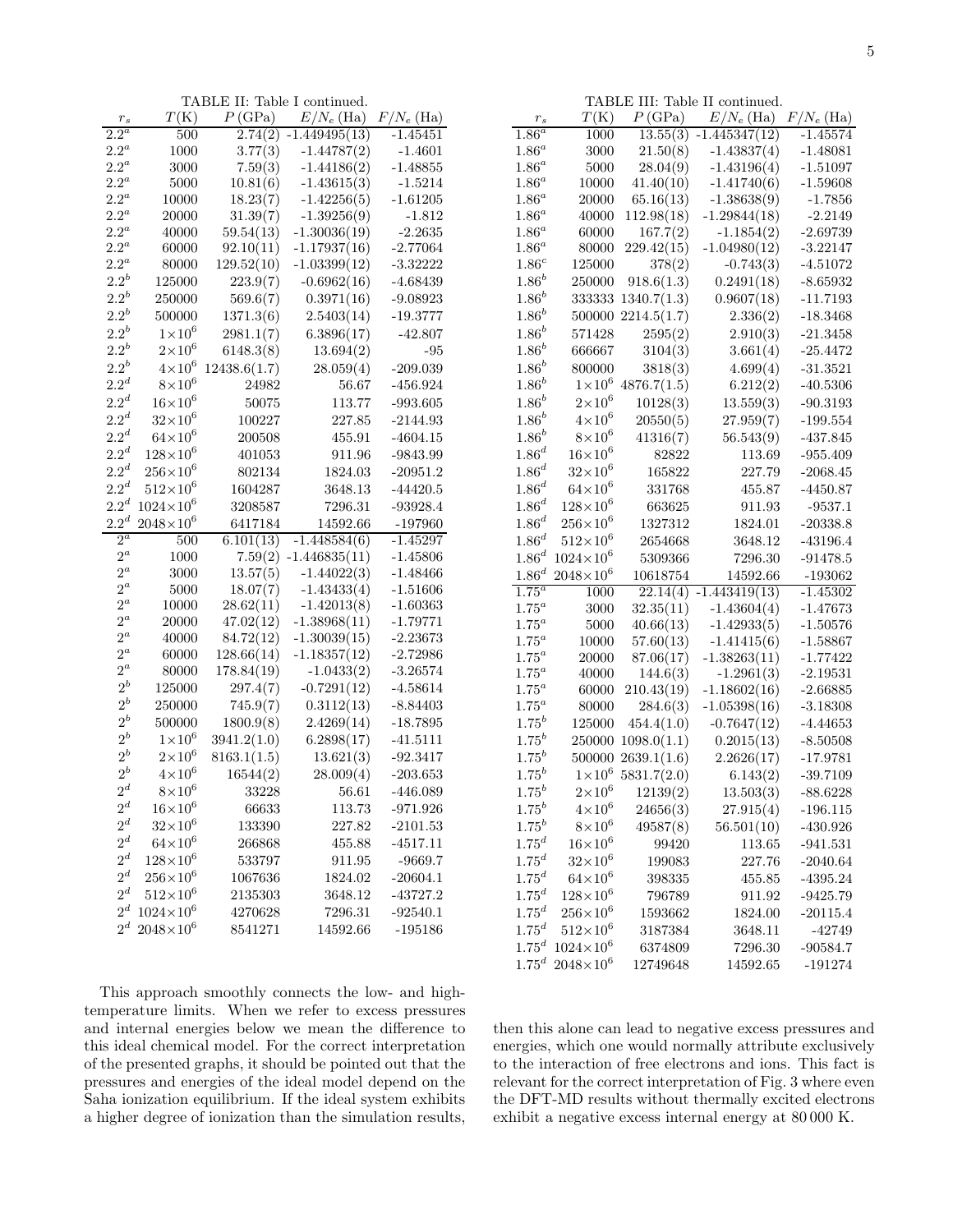TABLE II: Table I continued.

| $r_s$ | $T$(K) | $P$ (GPa) | $E/N_e$ (Ha) | $F/N_e$ (Ha) |
|---|---|---|---|---|
| $2.2^a$ | 500 | 2.74(2) | -1.449495(13) | -1.45451 |
| $2.2^a$ | 1000 | 3.77(3) | -1.44787(2) | -1.4601 |
| $2.2^a$ | 3000 | 7.59(3) | -1.44186(2) | -1.48855 |
| $2.2^a$ | 5000 | 10.81(6) | -1.43615(3) | -1.5214 |
| $2.2^a$ | 10000 | 18.23(7) | -1.42256(5) | -1.61205 |
| $2.2^a$ | 20000 | 31.39(7) | -1.39256(9) | -1.812 |
| $2.2^a$ | 40000 | 59.54(13) | -1.30036(19) | -2.2635 |
| $2.2^a$ | 60000 | 92.10(11) | -1.17937(16) | -2.77064 |
| $2.2^a$ | 80000 | 129.52(10) | -1.03399(12) | -3.32222 |
| $2.2^b$ | 125000 | 223.9(7) | -0.6962(16) | -4.68439 |
| $2.2^b$ | 250000 | 569.6(7) | 0.3971(16) | -9.08923 |
| $2.2^b$ | 500000 | 1371.3(6) | 2.5403(14) | -19.3777 |
| $2.2^b$ | $1\times10^6$ | 2981.1(7) | 6.3896(17) | -42.807 |
| $2.2^b$ | $2\times10^6$ | 6148.3(8) | 13.694(2) | -95 |
| $2.2^b$ | $4\times10^6$ | 12438.6(1.7) | 28.059(4) | -209.039 |
| $2.2^d$ | $8\times10^6$ | 24982 | 56.67 | -456.924 |
| $2.2^d$ | $16\times10^6$ | 50075 | 113.77 | -993.605 |
| $2.2^d$ | $32\times10^6$ | 100227 | 227.85 | -2144.93 |
| $2.2^d$ | $64\times10^6$ | 200508 | 455.91 | -4604.15 |
| $2.2^d$ | $128\times10^6$ | 401053 | 911.96 | -9843.99 |
| $2.2^d$ | $256\times10^6$ | 802134 | 1824.03 | -20951.2 |
| $2.2^d$ | $512\times10^6$ | 1604287 | 3648.13 | -44420.5 |
| $2.2^d$ | $1024\times10^6$ | 3208587 | 7296.31 | -93928.4 |
| $2.2^d$ | $2048\times10^6$ | 6417184 | 14592.66 | -197960 |
| $2^a$ | 500 | 6.101(13) | -1.448584(6) | -1.45297 |
| $2^a$ | 1000 | 7.59(2) | -1.446835(11) | -1.45806 |
| $2^a$ | 3000 | 13.57(5) | -1.44022(3) | -1.48466 |
| $2^a$ | 5000 | 18.07(7) | -1.43433(4) | -1.51606 |
| $2^a$ | 10000 | 28.62(11) | -1.42013(8) | -1.60363 |
| $2^a$ | 20000 | 47.02(12) | -1.38968(11) | -1.79771 |
| $2^a$ | 40000 | 84.72(12) | -1.30039(15) | -2.23673 |
| $2^a$ | 60000 | 128.66(14) | -1.18357(12) | -2.72986 |
| $2^a$ | 80000 | 178.84(19) | -1.0433(2) | -3.26574 |
| $2^b$ | 125000 | 297.4(7) | -0.7291(12) | -4.58614 |
| $2^b$ | 250000 | 745.9(7) | 0.3112(13) | -8.84403 |
| $2^b$ | 500000 | 1800.9(8) | 2.4269(14) | -18.7895 |
| $2^b$ | $1\times10^6$ | 3941.2(1.0) | 6.2898(17) | -41.5111 |
| $2^b$ | $2\times10^6$ | 8163.1(1.5) | 13.621(3) | -92.3417 |
| $2^b$ | $4\times10^6$ | 16544(2) | 28.009(4) | -203.653 |
| $2^d$ | $8\times10^6$ | 33228 | 56.61 | -446.089 |
| $2^d$ | $16\times10^6$ | 66633 | 113.73 | -971.926 |
| $2^d$ | $32\times10^6$ | 133390 | 227.82 | -2101.53 |
| $2^d$ | $64\times10^6$ | 266868 | 455.88 | -4517.11 |
| $2^d$ | $128\times10^6$ | 533797 | 911.95 | -9669.7 |
| $2^d$ | $256\times10^6$ | 1067636 | 1824.02 | -20604.1 |
| $2^d$ | $512\times10^6$ | 2135303 | 3648.12 | -43727.2 |
| $2^d$ | $1024\times10^6$ | 4270628 | 7296.31 | -92540.1 |
| $2^d$ | $2048\times10^6$ | 8541271 | 14592.66 | -195186 |

TABLE III: Table II continued.

| $r_s$ | $T$(K) | $P$ (GPa) | $E/N_e$ (Ha) | $F/N_e$ (Ha) |
|---|---|---|---|---|
| $1.86^a$ | 1000 | 13.55(3) | -1.445347(12) | -1.45574 |
| $1.86^a$ | 3000 | 21.50(8) | -1.43837(4) | -1.48081 |
| $1.86^a$ | 5000 | 28.04(9) | -1.43196(4) | -1.51097 |
| $1.86^a$ | 10000 | 41.40(10) | -1.41740(6) | -1.59608 |
| $1.86^a$ | 20000 | 65.16(13) | -1.38638(9) | -1.7856 |
| $1.86^a$ | 40000 | 112.98(18) | -1.29844(18) | -2.2149 |
| $1.86^a$ | 60000 | 167.7(2) | -1.1854(2) | -2.69739 |
| $1.86^a$ | 80000 | 229.42(15) | -1.04980(12) | -3.22147 |
| $1.86^c$ | 125000 | 378(2) | -0.743(3) | -4.51072 |
| $1.86^b$ | 250000 | 918.6(1.3) | 0.2491(18) | -8.65932 |
| $1.86^b$ | 333333 | 1340.7(1.3) | 0.9607(18) | -11.7193 |
| $1.86^b$ | 500000 | 2214.5(1.7) | 2.336(2) | -18.3468 |
| $1.86^b$ | 571428 | 2595(2) | 2.910(3) | -21.3458 |
| $1.86^b$ | 666667 | 3104(3) | 3.661(4) | -25.4472 |
| $1.86^b$ | 800000 | 3818(3) | 4.699(4) | -31.3521 |
| $1.86^b$ | $1\times10^6$ | 4876.7(1.5) | 6.212(2) | -40.5306 |
| $1.86^b$ | $2\times10^6$ | 10128(3) | 13.559(3) | -90.3193 |
| $1.86^b$ | $4\times10^6$ | 20550(5) | 27.959(7) | -199.554 |
| $1.86^b$ | $8\times10^6$ | 41316(7) | 56.543(9) | -437.845 |
| $1.86^d$ | $16\times10^6$ | 82822 | 113.69 | -955.409 |
| $1.86^d$ | $32\times10^6$ | 165822 | 227.79 | -2068.45 |
| $1.86^d$ | $64\times10^6$ | 331768 | 455.87 | -4450.87 |
| $1.86^d$ | $128\times10^6$ | 663625 | 911.93 | -9537.1 |
| $1.86^d$ | $256\times10^6$ | 1327312 | 1824.01 | -20338.8 |
| $1.86^d$ | $512\times10^6$ | 2654668 | 3648.12 | -43196.4 |
| $1.86^d$ | $1024\times10^6$ | 5309366 | 7296.30 | -91478.5 |
| $1.86^d$ | $2048\times10^6$ | 10618754 | 14592.66 | -193062 |
| $1.75^a$ | 1000 | 22.14(4) | -1.443419(13) | -1.45302 |
| $1.75^a$ | 3000 | 32.35(11) | -1.43604(4) | -1.47673 |
| $1.75^a$ | 5000 | 40.66(13) | -1.42933(5) | -1.50576 |
| $1.75^a$ | 10000 | 57.60(13) | -1.41415(6) | -1.58867 |
| $1.75^a$ | 20000 | 87.06(17) | -1.38263(11) | -1.77422 |
| $1.75^a$ | 40000 | 144.6(3) | -1.2961(3) | -2.19531 |
| $1.75^a$ | 60000 | 210.43(19) | -1.18602(16) | -2.66885 |
| $1.75^a$ | 80000 | 284.6(3) | -1.05398(16) | -3.18308 |
| $1.75^b$ | 125000 | 454.4(1.0) | -0.7647(12) | -4.44653 |
| $1.75^b$ | 250000 | 1098.0(1.1) | 0.2015(13) | -8.50508 |
| $1.75^b$ | 500000 | 2639.1(1.6) | 2.2626(17) | -17.9781 |
| $1.75^b$ | $1\times10^6$ | 5831.7(2.0) | 6.143(2) | -39.7109 |
| $1.75^b$ | $2\times10^6$ | 12139(2) | 13.503(3) | -88.6228 |
| $1.75^b$ | $4\times10^6$ | 24656(3) | 27.915(4) | -196.115 |
| $1.75^b$ | $8\times10^6$ | 49587(8) | 56.501(10) | -430.926 |
| $1.75^d$ | $16\times10^6$ | 99420 | 113.65 | -941.531 |
| $1.75^d$ | $32\times10^6$ | 199083 | 227.76 | -2040.64 |
| $1.75^d$ | $64\times10^6$ | 398335 | 455.85 | -4395.24 |
| $1.75^d$ | $128\times10^6$ | 796789 | 911.92 | -9425.79 |
| $1.75^d$ | $256\times10^6$ | 1593662 | 1824.00 | -20115.4 |
| $1.75^d$ | $512\times10^6$ | 3187384 | 3648.11 | -42749 |
| $1.75^d$ | $1024\times10^6$ | 6374809 | 7296.30 | -90584.7 |
| $1.75^d$ | $2048\times10^6$ | 12749648 | 14592.65 | -191274 |

This approach smoothly connects the low- and high-temperature limits. When we refer to excess pressures and internal energies below we mean the difference to this ideal chemical model. For the correct interpretation of the presented graphs, it should be pointed out that the pressures and energies of the ideal model depend on the Saha ionization equilibrium. If the ideal system exhibits a higher degree of ionization than the simulation results, then this alone can lead to negative excess pressures and energies, which one would normally attribute exclusively to the interaction of free electrons and ions. This fact is relevant for the correct interpretation of Fig. 3 where even the DFT-MD results without thermally excited electrons exhibit a negative excess internal energy at 80 000 K.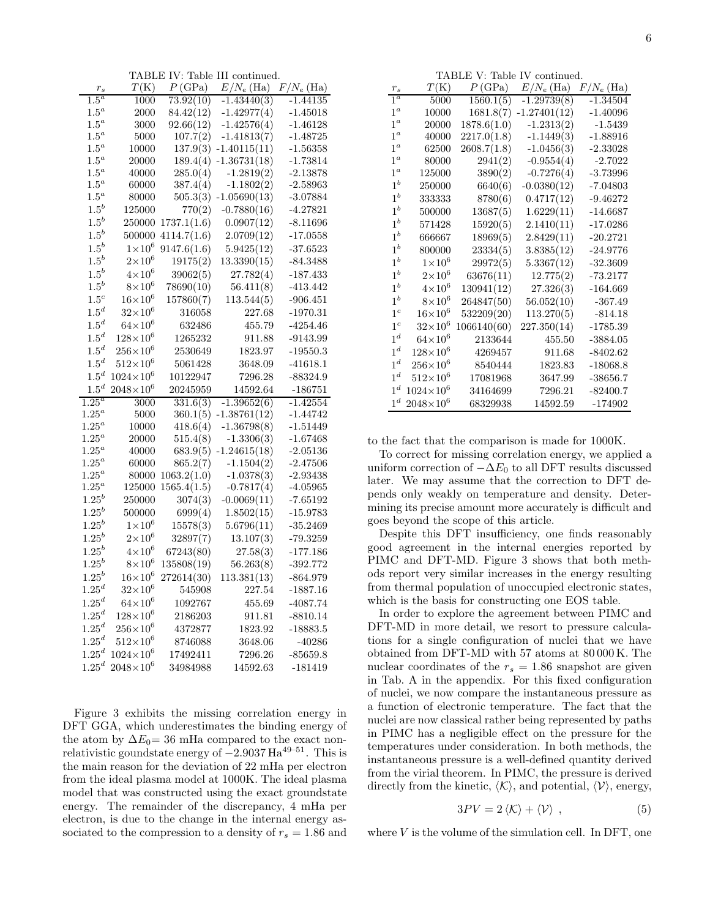TABLE IV: Table III continued.

| $r_s$ | $T$(K) | $P$ (GPa) | $E/N_e$ (Ha) | $F/N_e$ (Ha) |
|---|---|---|---|---|
| $1.5^a$ | 1000 | 73.92(10) | -1.43440(3) | -1.44135 |
| $1.5^a$ | 2000 | 84.42(12) | -1.42977(4) | -1.45018 |
| $1.5^a$ | 3000 | 92.66(12) | -1.42576(4) | -1.46128 |
| $1.5^a$ | 5000 | 107.7(2) | -1.41813(7) | -1.48725 |
| $1.5^a$ | 10000 | 137.9(3) | -1.40115(11) | -1.56358 |
| $1.5^a$ | 20000 | 189.4(4) | -1.36731(18) | -1.73814 |
| $1.5^a$ | 40000 | 285.0(4) | -1.2819(2) | -2.13878 |
| $1.5^a$ | 60000 | 387.4(4) | -1.1802(2) | -2.58963 |
| $1.5^a$ | 80000 | 505.3(3) | -1.05690(13) | -3.07884 |
| $1.5^b$ | 125000 | 770(2) | -0.7880(16) | -4.27821 |
| $1.5^b$ | 250000 | 1737.1(1.6) | 0.0907(12) | -8.11696 |
| $1.5^b$ | 500000 | 4114.7(1.6) | 2.0709(12) | -17.0558 |
| $1.5^b$ | $1\times10^6$ | 9147.6(1.6) | 5.9425(12) | -37.6523 |
| $1.5^b$ | $2\times10^6$ | 19175(2) | 13.3390(15) | -84.3488 |
| $1.5^b$ | $4\times10^6$ | 39062(5) | 27.782(4) | -187.433 |
| $1.5^b$ | $8\times10^6$ | 78690(10) | 56.411(8) | -413.442 |
| $1.5^c$ | $16\times10^6$ | 157860(7) | 113.544(5) | -906.451 |
| $1.5^d$ | $32\times10^6$ | 316058 | 227.68 | -1970.31 |
| $1.5^d$ | $64\times10^6$ | 632486 | 455.79 | -4254.46 |
| $1.5^d$ | $128\times10^6$ | 1265232 | 911.88 | -9143.99 |
| $1.5^d$ | $256\times10^6$ | 2530649 | 1823.97 | -19550.3 |
| $1.5^d$ | $512\times10^6$ | 5061428 | 3648.09 | -41618.1 |
| $1.5^d$ | $1024\times10^6$ | 10122947 | 7296.28 | -88324.9 |
| $1.5^d$ | $2048\times10^6$ | 20245959 | 14592.64 | -186751 |
| $1.25^a$ | 3000 | 331.6(3) | -1.39652(6) | -1.42554 |
| $1.25^a$ | 5000 | 360.1(5) | -1.38761(12) | -1.44742 |
| $1.25^a$ | 10000 | 418.6(4) | -1.36798(8) | -1.51449 |
| $1.25^a$ | 20000 | 515.4(8) | -1.3306(3) | -1.67468 |
| $1.25^a$ | 40000 | 683.9(5) | -1.24615(18) | -2.05136 |
| $1.25^a$ | 60000 | 865.2(7) | -1.1504(2) | -2.47506 |
| $1.25^a$ | 80000 | 1063.2(1.0) | -1.0378(3) | -2.93438 |
| $1.25^a$ | 125000 | 1565.4(1.5) | -0.7817(4) | -4.05965 |
| $1.25^b$ | 250000 | 3074(3) | -0.0069(11) | -7.65192 |
| $1.25^b$ | 500000 | 6999(4) | 1.8502(15) | -15.9783 |
| $1.25^b$ | $1\times10^6$ | 15578(3) | 5.6796(11) | -35.2469 |
| $1.25^b$ | $2\times10^6$ | 32897(7) | 13.107(3) | -79.3259 |
| $1.25^b$ | $4\times10^6$ | 67243(80) | 27.58(3) | -177.186 |
| $1.25^b$ | $8\times10^6$ | 135808(19) | 56.263(8) | -392.772 |
| $1.25^b$ | $16\times10^6$ | 272614(30) | 113.381(13) | -864.979 |
| $1.25^d$ | $32\times10^6$ | 545908 | 227.54 | -1887.16 |
| $1.25^d$ | $64\times10^6$ | 1092767 | 455.69 | -4087.74 |
| $1.25^d$ | $128\times10^6$ | 2186203 | 911.81 | -8810.14 |
| $1.25^d$ | $256\times10^6$ | 4372877 | 1823.92 | -18883.5 |
| $1.25^d$ | $512\times10^6$ | 8746088 | 3648.06 | -40286 |
| $1.25^d$ | $1024\times10^6$ | 17492411 | 7296.26 | -85659.8 |
| $1.25^d$ | $2048\times10^6$ | 34984988 | 14592.63 | -181419 |

Figure 3 exhibits the missing correlation energy in DFT GGA, which underestimates the binding energy of the atom by $\Delta E_0$= 36 mHa compared to the exact non-relativistic goundstate energy of $-2.9037\,\mathrm{Ha}$[49–51]. This is the main reason for the deviation of 22 mHa per electron from the ideal plasma model at 1000K. The ideal plasma model that was constructed using the exact groundstate energy. The remainder of the discrepancy, 4 mHa per electron, is due to the change in the internal energy associated to the compression to a density of $r_s = 1.86$ and to the fact that the comparison is made for 1000K.

TABLE V: Table IV continued.

| $r_s$ | $T$(K) | $P$ (GPa) | $E/N_e$ (Ha) | $F/N_e$ (Ha) |
|---|---|---|---|---|
| $1^a$ | 5000 | 1560.1(5) | -1.29739(8) | -1.34504 |
| $1^a$ | 10000 | 1681.8(7) | -1.27401(12) | -1.40096 |
| $1^a$ | 20000 | 1878.6(1.0) | -1.2313(2) | -1.5439 |
| $1^a$ | 40000 | 2217.0(1.8) | -1.1449(3) | -1.88916 |
| $1^a$ | 62500 | 2608.7(1.8) | -1.0456(3) | -2.33028 |
| $1^a$ | 80000 | 2941(2) | -0.9554(4) | -2.7022 |
| $1^a$ | 125000 | 3890(2) | -0.7276(4) | -3.73996 |
| $1^b$ | 250000 | 6640(6) | -0.0380(12) | -7.04803 |
| $1^b$ | 333333 | 8780(6) | 0.4717(12) | -9.46272 |
| $1^b$ | 500000 | 13687(5) | 1.6229(11) | -14.6687 |
| $1^b$ | 571428 | 15920(5) | 2.1410(11) | -17.0286 |
| $1^b$ | 666667 | 18969(5) | 2.8429(11) | -20.2721 |
| $1^b$ | 800000 | 23334(5) | 3.8385(12) | -24.9776 |
| $1^b$ | $1\times10^6$ | 29972(5) | 5.3367(12) | -32.3609 |
| $1^b$ | $2\times10^6$ | 63676(11) | 12.775(2) | -73.2177 |
| $1^b$ | $4\times10^6$ | 130941(12) | 27.326(3) | -164.669 |
| $1^b$ | $8\times10^6$ | 264847(50) | 56.052(10) | -367.49 |
| $1^c$ | $16\times10^6$ | 532209(20) | 113.270(5) | -814.18 |
| $1^c$ | $32\times10^6$ | 1066140(60) | 227.350(14) | -1785.39 |
| $1^d$ | $64\times10^6$ | 2133644 | 455.50 | -3884.05 |
| $1^d$ | $128\times10^6$ | 4269457 | 911.68 | -8402.62 |
| $1^d$ | $256\times10^6$ | 8540444 | 1823.83 | -18068.8 |
| $1^d$ | $512\times10^6$ | 17081968 | 3647.99 | -38656.7 |
| $1^d$ | $1024\times10^6$ | 34164699 | 7296.21 | -82400.7 |
| $1^d$ | $2048\times10^6$ | 68329938 | 14592.59 | -174902 |

To correct for missing correlation energy, we applied a uniform correction of $-\Delta E_0$ to all DFT results discussed later. We may assume that the correction to DFT depends only weakly on temperature and density. Determining its precise amount more accurately is difficult and goes beyond the scope of this article.

Despite this DFT insufficiency, one finds reasonably good agreement in the internal energies reported by PIMC and DFT-MD. Figure 3 shows that both methods report very similar increases in the energy resulting from thermal population of unoccupied electronic states, which is the basis for constructing one EOS table.

In order to explore the agreement between PIMC and DFT-MD in more detail, we resort to pressure calculations for a single configuration of nuclei that we have obtained from DFT-MD with 57 atoms at 80 000 K. The nuclear coordinates of the $r_s = 1.86$ snapshot are given in Tab. A in the appendix. For this fixed configuration of nuclei, we now compare the instantaneous pressure as a function of electronic temperature. The fact that the nuclei are now classical rather being represented by paths in PIMC has a negligible effect on the pressure for the temperatures under consideration. In both methods, the instantaneous pressure is a well-defined quantity derived from the virial theorem. In PIMC, the pressure is derived directly from the kinetic, $\langle\mathcal{K}\rangle$, and potential, $\langle\mathcal{V}\rangle$, energy,

$$3PV = 2\,\langle\mathcal{K}\rangle + \langle\mathcal{V}\rangle \;, \tag{5}$$

where $V$ is the volume of the simulation cell. In DFT, one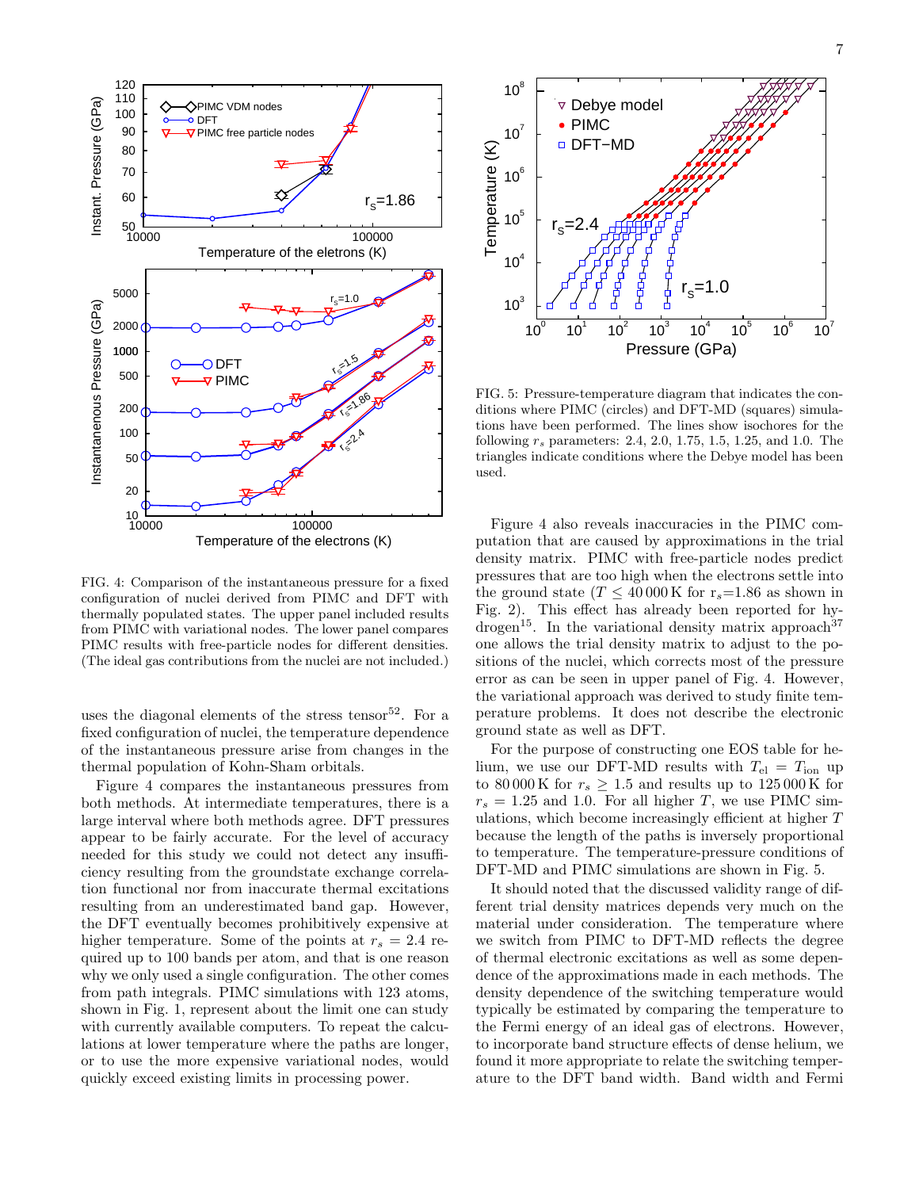Instant. Pressure (GPa)

120
110
100
90
80
70
60
50

PIMC VDM nodes
DFT
PIMC free particle nodes

$r_s$=1.86

10000
100000

Temperature of the eletrons (K)

Instantanenous Pressure (GPa)

5000
2000
1000
500
200
100
50
20
10

DFT
PIMC

$r_s$=1.0
$r_s$=1.5
$r_s$=1.86
$r_s$=2.4

10000
100000

Temperature of the electrons (K)

FIG. 4: Comparison of the instantaneous pressure for a fixed configuration of nuclei derived from PIMC and DFT with thermally populated states. The upper panel included results from PIMC with variational nodes. The lower panel compares PIMC results with free-particle nodes for different densities. (The ideal gas contributions from the nuclei are not included.)

uses the diagonal elements of the stress tensor[52]. For a fixed configuration of nuclei, the temperature dependence of the instantaneous pressure arise from changes in the thermal population of Kohn-Sham orbitals.

Figure 4 compares the instantaneous pressures from both methods. At intermediate temperatures, there is a large interval where both methods agree. DFT pressures appear to be fairly accurate. For the level of accuracy needed for this study we could not detect any insufficiency resulting from the groundstate exchange correlation functional nor from inaccurate thermal excitations resulting from an underestimated band gap. However, the DFT eventually becomes prohibitively expensive at higher temperature. Some of the points at $r_s = 2.4$ required up to 100 bands per atom, and that is one reason why we only used a single configuration. The other comes from path integrals. PIMC simulations with 123 atoms, shown in Fig. 1, represent about the limit one can study with currently available computers. To repeat the calculations at lower temperature where the paths are longer, or to use the more expensive variational nodes, would quickly exceed existing limits in processing power.

Temperature (K)

$10^8$
$10^7$
$10^6$
$10^5$
$10^4$
$10^3$

Debye model
PIMC
DFT−MD

$r_s$=2.4
$r_s$=1.0

$10^0$ $10^1$ $10^2$ $10^3$ $10^4$ $10^5$ $10^6$ $10^7$

Pressure (GPa)

FIG. 5: Pressure-temperature diagram that indicates the conditions where PIMC (circles) and DFT-MD (squares) simulations have been performed. The lines show isochores for the following $r_s$ parameters: 2.4, 2.0, 1.75, 1.5, 1.25, and 1.0. The triangles indicate conditions where the Debye model has been used.

Figure 4 also reveals inaccuracies in the PIMC computation that are caused by approximations in the trial density matrix. PIMC with free-particle nodes predict pressures that are too high when the electrons settle into the ground state ($T \leq 40\,000$ K for $r_s$=1.86 as shown in Fig. 2). This effect has already been reported for hydrogen[15]. In the variational density matrix approach[37] one allows the trial density matrix to adjust to the positions of the nuclei, which corrects most of the pressure error as can be seen in upper panel of Fig. 4. However, the variational approach was derived to study finite temperature problems. It does not describe the electronic ground state as well as DFT.

For the purpose of constructing one EOS table for helium, we use our DFT-MD results with $T_{\rm el} = T_{\rm ion}$ up to $80\,000$ K for $r_s \geq 1.5$ and results up to $125\,000$ K for $r_s = 1.25$ and 1.0. For all higher $T$, we use PIMC simulations, which become increasingly efficient at higher $T$ because the length of the paths is inversely proportional to temperature. The temperature-pressure conditions of DFT-MD and PIMC simulations are shown in Fig. 5.

It should noted that the discussed validity range of different trial density matrices depends very much on the material under consideration. The temperature where we switch from PIMC to DFT-MD reflects the degree of thermal electronic excitations as well as some dependence of the approximations made in each methods. The density dependence of the switching temperature would typically be estimated by comparing the temperature to the Fermi energy of an ideal gas of electrons. However, to incorporate band structure effects of dense helium, we found it more appropriate to relate the switching temperature to the DFT band width. Band width and Fermi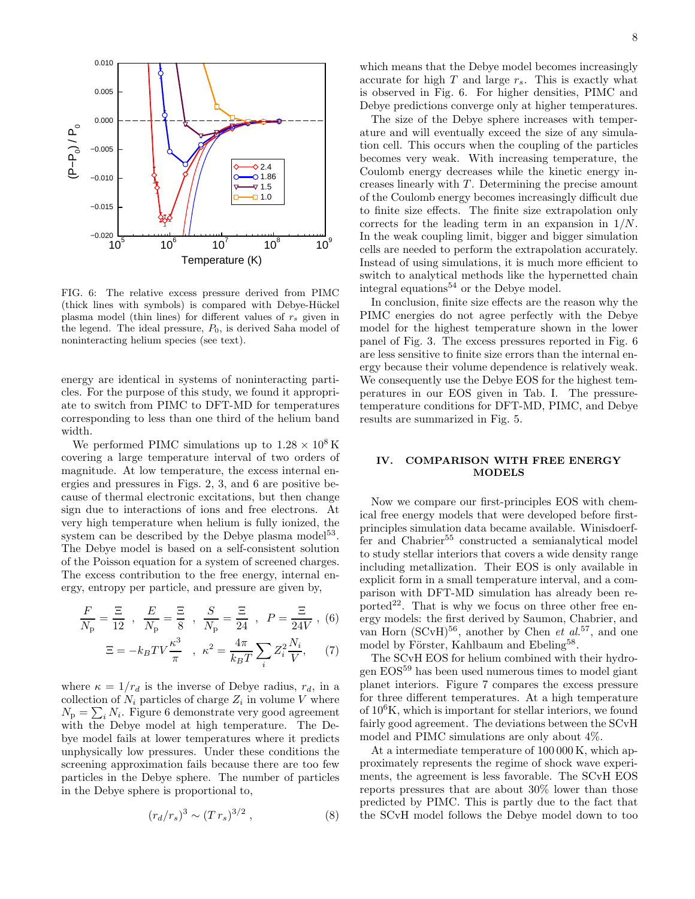0.010
0.005
0.000
−0.005
−0.010
−0.015
−0.020

(P−P$_0$) / P$_0$

$10^5$ $10^6$ $10^7$ $10^8$ $10^9$

Temperature (K)

2.4
1.86
1.5
1.0

FIG. 6: The relative excess pressure derived from PIMC (thick lines with symbols) is compared with Debye-Hückel plasma model (thin lines) for different values of $r_s$ given in the legend. The ideal pressure, $P_0$, is derived Saha model of noninteracting helium species (see text).

energy are identical in systems of noninteracting particles. For the purpose of this study, we found it appropriate to switch from PIMC to DFT-MD for temperatures corresponding to less than one third of the helium band width.

We performed PIMC simulations up to $1.28 \times 10^8$ K covering a large temperature interval of two orders of magnitude. At low temperature, the excess internal energies and pressures in Figs. 2, 3, and 6 are positive because of thermal electronic excitations, but then change sign due to interactions of ions and free electrons. At very high temperature when helium is fully ionized, the system can be described by the Debye plasma model[53]. The Debye model is based on a self-consistent solution of the Poisson equation for a system of screened charges. The excess contribution to the free energy, internal energy, entropy per particle, and pressure are given by,

$$\frac{F}{N_{\rm p}} = \frac{\Xi}{12} \;\;,\;\; \frac{E}{N_{\rm p}} = \frac{\Xi}{8} \;\;,\;\; \frac{S}{N_{\rm p}} = \frac{\Xi}{24} \;\;,\;\; P = \frac{\Xi}{24V} \;, \tag{6}$$

$$\Xi = -k_BTV\frac{\kappa^3}{\pi} \quad , \;\; \kappa^2 = \frac{4\pi}{k_BT}\sum_i Z_i^2 \frac{N_i}{V}, \tag{7}$$

where $\kappa = 1/r_d$ is the inverse of Debye radius, $r_d$, in a collection of $N_i$ particles of charge $Z_i$ in volume $V$ where $N_{\rm p} = \sum_i N_i$. Figure 6 demonstrate very good agreement with the Debye model at high temperature. The Debye model fails at lower temperatures where it predicts unphysically low pressures. Under these conditions the screening approximation fails because there are too few particles in the Debye sphere. The number of particles in the Debye sphere is proportional to,

$$(r_d/r_s)^3 \sim (T\,r_s)^{3/2} \;, \tag{8}$$

which means that the Debye model becomes increasingly accurate for high $T$ and large $r_s$. This is exactly what is observed in Fig. 6. For higher densities, PIMC and Debye predictions converge only at higher temperatures.

The size of the Debye sphere increases with temperature and will eventually exceed the size of any simulation cell. This occurs when the coupling of the particles becomes very weak. With increasing temperature, the Coulomb energy decreases while the kinetic energy increases linearly with $T$. Determining the precise amount of the Coulomb energy becomes increasingly difficult due to finite size effects. The finite size extrapolation only corrects for the leading term in an expansion in $1/N$. In the weak coupling limit, bigger and bigger simulation cells are needed to perform the extrapolation accurately. Instead of using simulations, it is much more efficient to switch to analytical methods like the hypernetted chain integral equations[54] or the Debye model.

In conclusion, finite size effects are the reason why the PIMC energies do not agree perfectly with the Debye model for the highest temperature shown in the lower panel of Fig. 3. The excess pressures reported in Fig. 6 are less sensitive to finite size errors than the internal energy because their volume dependence is relatively weak. We consequently use the Debye EOS for the highest temperatures in our EOS given in Tab. I. The pressure-temperature conditions for DFT-MD, PIMC, and Debye results are summarized in Fig. 5.

## IV. COMPARISON WITH FREE ENERGY MODELS

Now we compare our first-principles EOS with chemical free energy models that were developed before first-principles simulation data became available. Winisdoerffer and Chabrier[55] constructed a semianalytical model to study stellar interiors that covers a wide density range including metallization. Their EOS is only available in explicit form in a small temperature interval, and a comparison with DFT-MD simulation has already been reported[22]. That is why we focus on three other free energy models: the first derived by Saumon, Chabrier, and van Horn (SCvH)[56], another by Chen *et al.*[57], and one model by Förster, Kahlbaum and Ebeling[58].

The SCvH EOS for helium combined with their hydrogen EOS[59] has been used numerous times to model giant planet interiors. Figure 7 compares the excess pressure for three different temperatures. At a high temperature of $10^6$K, which is important for stellar interiors, we found fairly good agreement. The deviations between the SCvH model and PIMC simulations are only about 4%.

At a intermediate temperature of 100 000 K, which approximately represents the regime of shock wave experiments, the agreement is less favorable. The SCvH EOS reports pressures that are about 30% lower than those predicted by PIMC. This is partly due to the fact that the SCvH model follows the Debye model down to too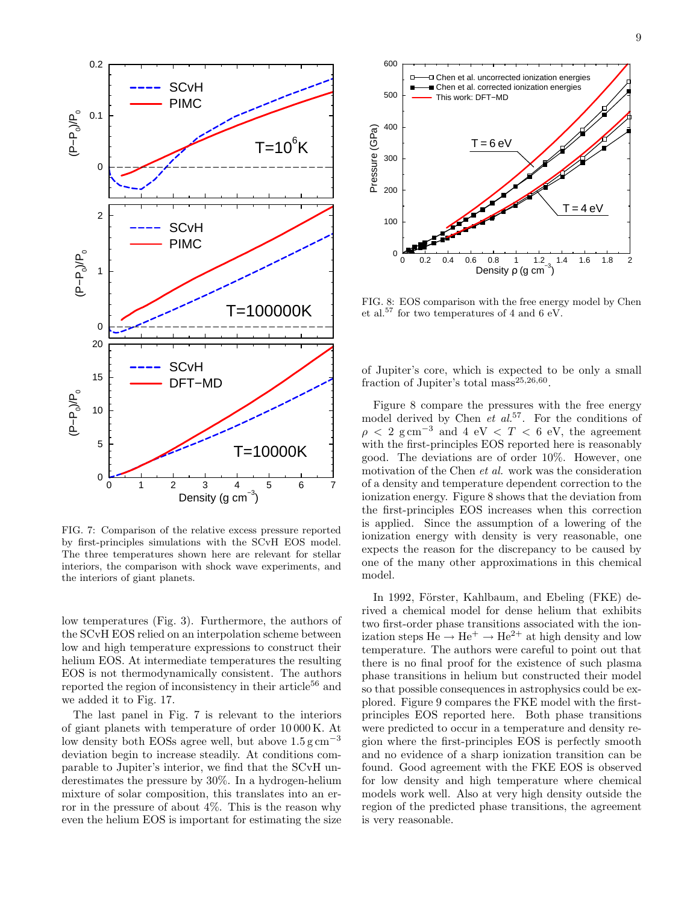SCvH
PIMC
$(P-P_0)/P_0$
$T=10^6$K
0.2
0.1
0

SCvH
PIMC
$(P-P_0)/P_0$
T=100000K
2
1
0

SCvH
DFT−MD
$(P-P_0)/P_0$
T=10000K
20
15
10
5
0
0 1 2 3 4 5 6 7
Density (g cm$^{-3}$)

FIG. 7: Comparison of the relative excess pressure reported by first-principles simulations with the SCvH EOS model. The three temperatures shown here are relevant for stellar interiors, the comparison with shock wave experiments, and the interiors of giant planets.

Chen et al. uncorrected ionization energies
Chen et al. corrected ionization energies
This work: DFT−MD
T = 6 eV
T = 4 eV
Pressure (GPa)
600 500 400 300 200 100 0
0 0.2 0.4 0.6 0.8 1 1.2 1.4 1.6 1.8 2
Density ρ (g cm$^{-3}$)

FIG. 8: EOS comparison with the free energy model by Chen et al.[57] for two temperatures of 4 and 6 eV.

low temperatures (Fig. 3). Furthermore, the authors of the SCvH EOS relied on an interpolation scheme between low and high temperature expressions to construct their helium EOS. At intermediate temperatures the resulting EOS is not thermodynamically consistent. The authors reported the region of inconsistency in their article[56] and we added it to Fig. 17.

The last panel in Fig. 7 is relevant to the interiors of giant planets with temperature of order 10 000 K. At low density both EOSs agree well, but above 1.5 g cm$^{-3}$ deviation begin to increase steadily. At conditions comparable to Jupiter's interior, we find that the SCvH underestimates the pressure by 30%. In a hydrogen-helium mixture of solar composition, this translates into an error in the pressure of about 4%. This is the reason why even the helium EOS is important for estimating the size of Jupiter's core, which is expected to be only a small fraction of Jupiter's total mass[25,26,60].

Figure 8 compare the pressures with the free energy model derived by Chen *et al.*[57]. For the conditions of $\rho < 2$ g cm$^{-3}$ and 4 eV $< T <$ 6 eV, the agreement with the first-principles EOS reported here is reasonably good. The deviations are of order 10%. However, one motivation of the Chen *et al.* work was the consideration of a density and temperature dependent correction to the ionization energy. Figure 8 shows that the deviation from the first-principles EOS increases when this correction is applied. Since the assumption of a lowering of the ionization energy with density is very reasonable, one expects the reason for the discrepancy to be caused by one of the many other approximations in this chemical model.

In 1992, Förster, Kahlbaum, and Ebeling (FKE) derived a chemical model for dense helium that exhibits two first-order phase transitions associated with the ionization steps He $\rightarrow$ $He^{+}$ $\rightarrow$ $He^{2+}$ at high density and low temperature. The authors were careful to point out that there is no final proof for the existence of such plasma phase transitions in helium but constructed their model so that possible consequences in astrophysics could be explored. Figure 9 compares the FKE model with the first-principles EOS reported here. Both phase transitions were predicted to occur in a temperature and density region where the first-principles EOS is perfectly smooth and no evidence of a sharp ionization transition can be found. Good agreement with the FKE EOS is observed for low density and high temperature where chemical models work well. Also at very high density outside the region of the predicted phase transitions, the agreement is very reasonable.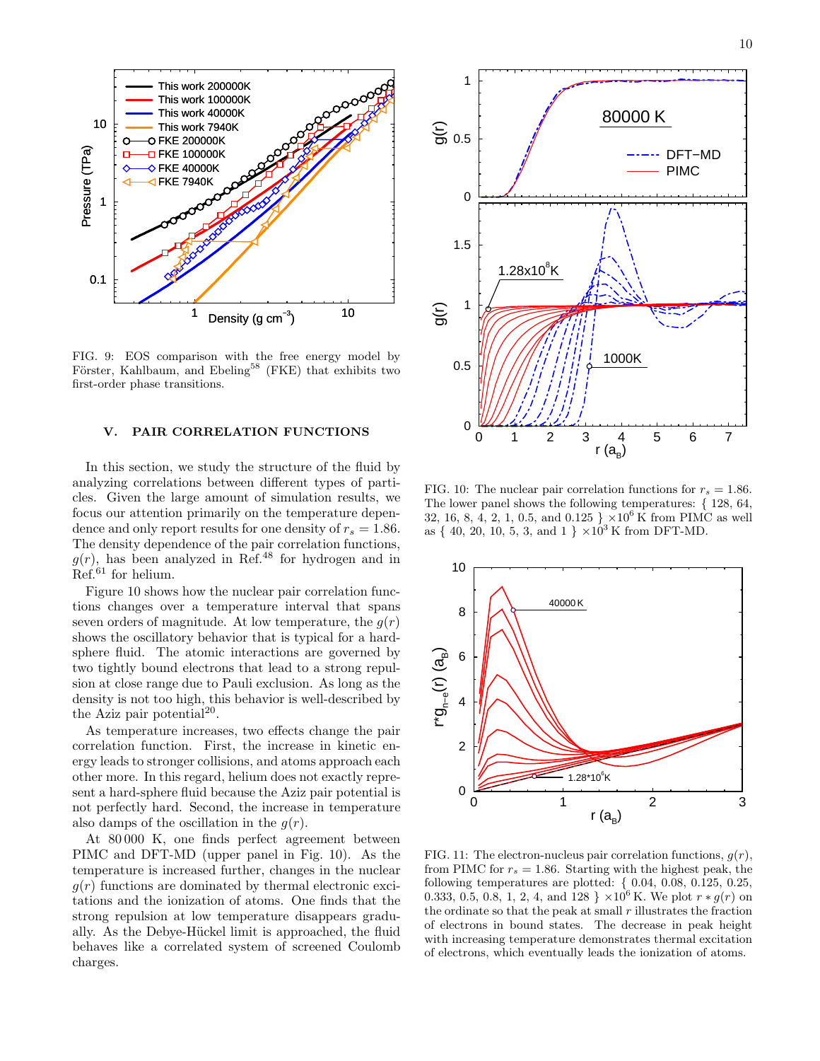This work 200000K
This work 100000K
This work 40000K
This work 7940K
FKE 200000K
FKE 100000K
FKE 40000K
FKE 7940K

Pressure (TPa)

Density (g cm$^{-3}$)

FIG. 9: EOS comparison with the free energy model by Förster, Kahlbaum, and Ebeling[58] (FKE) that exhibits two first-order phase transitions.

## V. PAIR CORRELATION FUNCTIONS

In this section, we study the structure of the fluid by analyzing correlations between different types of particles. Given the large amount of simulation results, we focus our attention primarily on the temperature dependence and only report results for one density of $r_s = 1.86$. The density dependence of the pair correlation functions, $g(r)$, has been analyzed in Ref.[48] for hydrogen and in Ref.[61] for helium.

Figure 10 shows how the nuclear pair correlation functions changes over a temperature interval that spans seven orders of magnitude. At low temperature, the $g(r)$ shows the oscillatory behavior that is typical for a hard-sphere fluid. The atomic interactions are governed by two tightly bound electrons that lead to a strong repulsion at close range due to Pauli exclusion. As long as the density is not too high, this behavior is well-described by the Aziz pair potential[20].

As temperature increases, two effects change the pair correlation function. First, the increase in kinetic energy leads to stronger collisions, and atoms approach each other more. In this regard, helium does not exactly represent a hard-sphere fluid because the Aziz pair potential is not perfectly hard. Second, the increase in temperature also damps of the oscillation in the $g(r)$.

At 80 000 K, one finds perfect agreement between PIMC and DFT-MD (upper panel in Fig. 10). As the temperature is increased further, changes in the nuclear $g(r)$ functions are dominated by thermal electronic excitations and the ionization of atoms. One finds that the strong repulsion at low temperature disappears gradually. As the Debye-Hückel limit is approached, the fluid behaves like a correlated system of screened Coulomb charges.

80000 K
DFT−MD
PIMC
g(r)
1.28x10$^8$K
1000K
r (a$_B$)

FIG. 10: The nuclear pair correlation functions for $r_s = 1.86$. The lower panel shows the following temperatures: { 128, 64, 32, 16, 8, 4, 2, 1, 0.5, and 0.125 } $\times 10^6$ K from PIMC as well as { 40, 20, 10, 5, 3, and 1 } $\times 10^3$ K from DFT-MD.

40000 K
1.28*10$^8$K
r*g$_{n-e}$(r) (a$_B$)
r (a$_B$)

FIG. 11: The electron-nucleus pair correlation functions, $g(r)$, from PIMC for $r_s = 1.86$. Starting with the highest peak, the following temperatures are plotted: { 0.04, 0.08, 0.125, 0.25, 0.333, 0.5, 0.8, 1, 2, 4, and 128 } $\times 10^6$ K. We plot $r * g(r)$ on the ordinate so that the peak at small $r$ illustrates the fraction of electrons in bound states. The decrease in peak height with increasing temperature demonstrates thermal excitation of electrons, which eventually leads the ionization of atoms.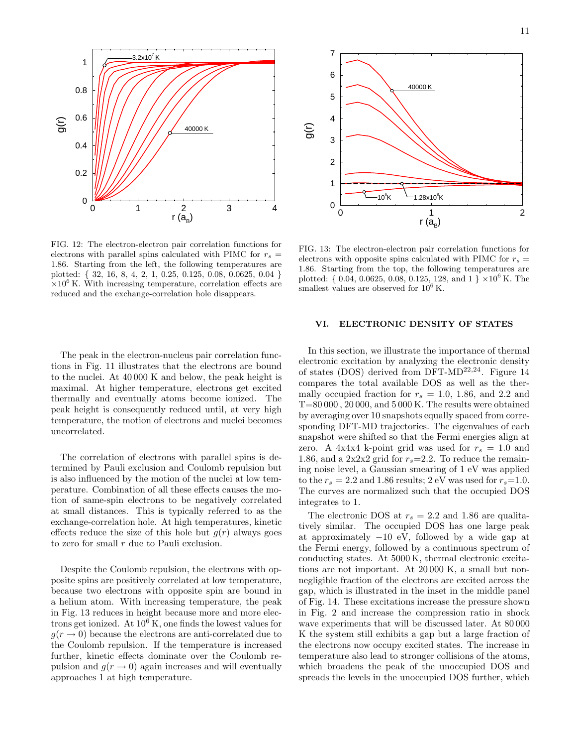g(r)

r ($a_B$)

$3.2\times10^7$ K

40000 K

FIG. 12: The electron-electron pair correlation functions for electrons with parallel spins calculated with PIMC for $r_s$ = 1.86. Starting from the left, the following temperatures are plotted: { 32, 16, 8, 4, 2, 1, 0.25, 0.125, 0.08, 0.0625, 0.04 } $\times10^6$ K. With increasing temperature, correlation effects are reduced and the exchange-correlation hole disappears.

g(r)

r ($a_B$)

40000 K

$10^6$K

$1.28\times10^8$K

FIG. 13: The electron-electron pair correlation functions for electrons with opposite spins calculated with PIMC for $r_s$ = 1.86. Starting from the top, the following temperatures are plotted: { 0.04, 0.0625, 0.08, 0.125, 128, and 1 } $\times10^6$ K. The smallest values are observed for $10^6$ K.

The peak in the electron-nucleus pair correlation functions in Fig. 11 illustrates that the electrons are bound to the nuclei. At 40 000 K and below, the peak height is maximal. At higher temperature, electrons get excited thermally and eventually atoms become ionized. The peak height is consequently reduced until, at very high temperature, the motion of electrons and nuclei becomes uncorrelated.

The correlation of electrons with parallel spins is determined by Pauli exclusion and Coulomb repulsion but is also influenced by the motion of the nuclei at low temperature. Combination of all these effects causes the motion of same-spin electrons to be negatively correlated at small distances. This is typically referred to as the exchange-correlation hole. At high temperatures, kinetic effects reduce the size of this hole but $g(r)$ always goes to zero for small $r$ due to Pauli exclusion.

Despite the Coulomb repulsion, the electrons with opposite spins are positively correlated at low temperature, because two electrons with opposite spin are bound in a helium atom. With increasing temperature, the peak in Fig. 13 reduces in height because more and more electrons get ionized. At $10^6$ K, one finds the lowest values for $g(r \to 0)$ because the electrons are anti-correlated due to the Coulomb repulsion. If the temperature is increased further, kinetic effects dominate over the Coulomb repulsion and $g(r \to 0)$ again increases and will eventually approaches 1 at high temperature.

## VI. ELECTRONIC DENSITY OF STATES

In this section, we illustrate the importance of thermal electronic excitation by analyzing the electronic density of states (DOS) derived from DFT-MD[22,24]. Figure 14 compares the total available DOS as well as the thermally occupied fraction for $r_s$ = 1.0, 1.86, and 2.2 and T=80 000 , 20 000, and 5 000 K. The results were obtained by averaging over 10 snapshots equally spaced from corresponding DFT-MD trajectories. The eigenvalues of each snapshot were shifted so that the Fermi energies align at zero. A 4x4x4 k-point grid was used for $r_s$ = 1.0 and 1.86, and a 2x2x2 grid for $r_s$=2.2. To reduce the remaining noise level, a Gaussian smearing of 1 eV was applied to the $r_s$ = 2.2 and 1.86 results; 2 eV was used for $r_s$=1.0. The curves are normalized such that the occupied DOS integrates to 1.

The electronic DOS at $r_s$ = 2.2 and 1.86 are qualitatively similar. The occupied DOS has one large peak at approximately −10 eV, followed by a wide gap at the Fermi energy, followed by a continuous spectrum of conducting states. At 5000 K, thermal electronic excitations are not important. At 20 000 K, a small but non-negligible fraction of the electrons are excited across the gap, which is illustrated in the inset in the middle panel of Fig. 14. These excitations increase the pressure shown in Fig. 2 and increase the compression ratio in shock wave experiments that will be discussed later. At 80 000 K the system still exhibits a gap but a large fraction of the electrons now occupy excited states. The increase in temperature also lead to stronger collisions of the atoms, which broadens the peak of the unoccupied DOS and spreads the levels in the unoccupied DOS further, which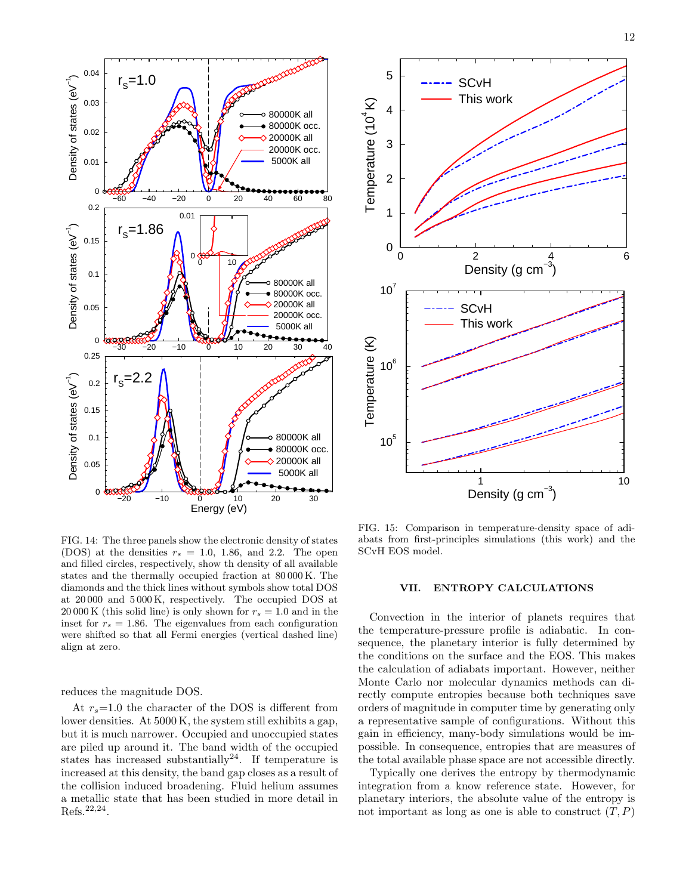FIG. 14: The three panels show the electronic density of states (DOS) at the densities $r_s$ = 1.0, 1.86, and 2.2. The open and filled circles, respectively, show th density of all available states and the thermally occupied fraction at 80 000 K. The diamonds and the thick lines without symbols show total DOS at 20 000 and 5 000 K, respectively. The occupied DOS at 20 000 K (this solid line) is only shown for $r_s$ = 1.0 and in the inset for $r_s$ = 1.86. The eigenvalues from each configuration were shifted so that all Fermi energies (vertical dashed line) align at zero.

FIG. 15: Comparison in temperature-density space of adiabats from first-principles simulations (this work) and the SCvH EOS model.

reduces the magnitude DOS.

At $r_s$=1.0 the character of the DOS is different from lower densities. At 5000 K, the system still exhibits a gap, but it is much narrower. Occupied and unoccupied states are piled up around it. The band width of the occupied states has increased substantially[24]. If temperature is increased at this density, the band gap closes as a result of the collision induced broadening. Fluid helium assumes a metallic state that has been studied in more detail in Refs.[22,24].

## VII. ENTROPY CALCULATIONS

Convection in the interior of planets requires that the temperature-pressure profile is adiabatic. In consequence, the planetary interior is fully determined by the conditions on the surface and the EOS. This makes the calculation of adiabats important. However, neither Monte Carlo nor molecular dynamics methods can directly compute entropies because both techniques save orders of magnitude in computer time by generating only a representative sample of configurations. Without this gain in efficiency, many-body simulations would be impossible. In consequence, entropies that are measures of the total available phase space are not accessible directly.

Typically one derives the entropy by thermodynamic integration from a know reference state. However, for planetary interiors, the absolute value of the entropy is not important as long as one is able to construct $(T, P)$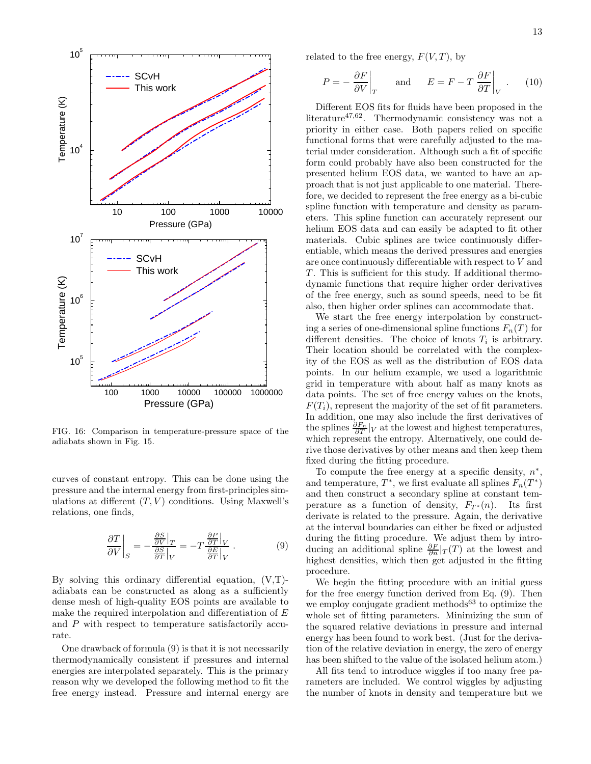SCvH

This work

Temperature (K)

$10^5$

$10^4$

10

100

1000

10000

Pressure (GPa)

SCvH

This work

Temperature (K)

$10^7$

$10^6$

$10^5$

100

1000

10000

100000

1000000

Pressure (GPa)

FIG. 16: Comparison in temperature-pressure space of the adiabats shown in Fig. 15.

curves of constant entropy. This can be done using the pressure and the internal energy from first-principles simulations at different $(T, V)$ conditions. Using Maxwell's relations, one finds,

$$\left.\frac{\partial T}{\partial V}\right|_S = -\frac{\left.\frac{\partial S}{\partial V}\right|_T}{\left.\frac{\partial S}{\partial T}\right|_V} = -T\frac{\left.\frac{\partial P}{\partial T}\right|_V}{\left.\frac{\partial E}{\partial T}\right|_V} . \tag{9}$$

By solving this ordinary differential equation, (V,T)-adiabats can be constructed as along as a sufficiently dense mesh of high-quality EOS points are available to make the required interpolation and differentiation of $E$ and $P$ with respect to temperature satisfactorily accurate.

One drawback of formula (9) is that it is not necessarily thermodynamically consistent if pressures and internal energies are interpolated separately. This is the primary reason why we developed the following method to fit the free energy instead. Pressure and internal energy are related to the free energy, $F(V, T)$, by

$$P = -\left.\frac{\partial F}{\partial V}\right|_T \qquad \text{and} \qquad E = F - T\left.\frac{\partial F}{\partial T}\right|_V . \tag{10}$$

Different EOS fits for fluids have been proposed in the literature[47,62]. Thermodynamic consistency was not a priority in either case. Both papers relied on specific functional forms that were carefully adjusted to the material under consideration. Although such a fit of specific form could probably have also been constructed for the presented helium EOS data, we wanted to have an approach that is not just applicable to one material. Therefore, we decided to represent the free energy as a bi-cubic spline function with temperature and density as parameters. This spline function can accurately represent our helium EOS data and can easily be adapted to fit other materials. Cubic splines are twice continuously differentiable, which means the derived pressures and energies are once continuously differentiable with respect to $V$ and $T$. This is sufficient for this study. If additional thermodynamic functions that require higher order derivatives of the free energy, such as sound speeds, need to be fit also, then higher order splines can accommodate that.

We start the free energy interpolation by constructing a series of one-dimensional spline functions $F_n(T)$ for different densities. The choice of knots $T_i$ is arbitrary. Their location should be correlated with the complexity of the EOS as well as the distribution of EOS data points. In our helium example, we used a logarithmic grid in temperature with about half as many knots as data points. The set of free energy values on the knots, $F(T_i)$, represent the majority of the set of fit parameters. In addition, one may also include the first derivatives of the splines $\frac{\partial F_n}{\partial T}|_V$ at the lowest and highest temperatures, which represent the entropy. Alternatively, one could derive those derivatives by other means and then keep them fixed during the fitting procedure.

To compute the free energy at a specific density, $n^*$, and temperature, $T^*$, we first evaluate all splines $F_n(T^*)$ and then construct a secondary spline at constant temperature as a function of density, $F_{T^*}(n)$. Its first derivate is related to the pressure. Again, the derivative at the interval boundaries can either be fixed or adjusted during the fitting procedure. We adjust them by introducing an additional spline $\frac{\partial F}{\partial n}|_T(T)$ at the lowest and highest densities, which then get adjusted in the fitting procedure.

We begin the fitting procedure with an initial guess for the free energy function derived from Eq. (9). Then we employ conjugate gradient methods[63] to optimize the whole set of fitting parameters. Minimizing the sum of the squared relative deviations in pressure and internal energy has been found to work best. (Just for the derivation of the relative deviation in energy, the zero of energy has been shifted to the value of the isolated helium atom.)

All fits tend to introduce wiggles if too many free parameters are included. We control wiggles by adjusting the number of knots in density and temperature but we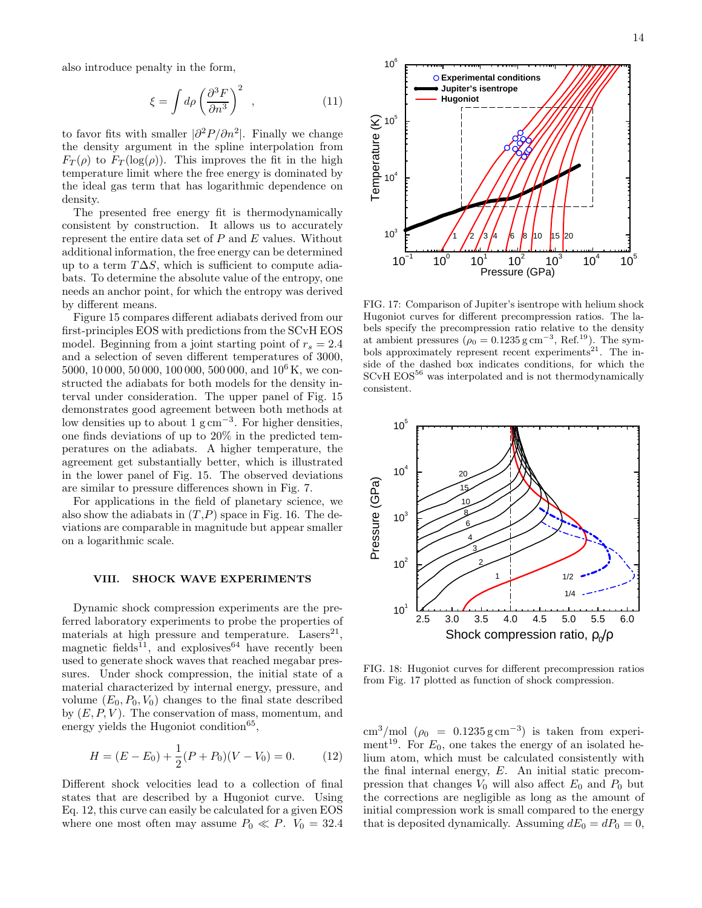also introduce penalty in the form,

$$\xi = \int d\rho \left( \frac{\partial^3 F}{\partial n^3} \right)^2 \quad , \tag{11}$$

to favor fits with smaller $|\partial^2 P/\partial n^2|$. Finally we change the density argument in the spline interpolation from $F_T(\rho)$ to $F_T(\log(\rho))$. This improves the fit in the high temperature limit where the free energy is dominated by the ideal gas term that has logarithmic dependence on density.

The presented free energy fit is thermodynamically consistent by construction. It allows us to accurately represent the entire data set of $P$ and $E$ values. Without additional information, the free energy can be determined up to a term $T\Delta S$, which is sufficient to compute adiabats. To determine the absolute value of the entropy, one needs an anchor point, for which the entropy was derived by different means.

Figure 15 compares different adiabats derived from our first-principles EOS with predictions from the SCvH EOS model. Beginning from a joint starting point of $r_s = 2.4$ and a selection of seven different temperatures of 3000, 5000, 10 000, 50 000, 100 000, 500 000, and $10^6$ K, we constructed the adiabats for both models for the density interval under consideration. The upper panel of Fig. 15 demonstrates good agreement between both methods at low densities up to about 1 g cm$^{-3}$. For higher densities, one finds deviations of up to 20% in the predicted temperatures on the adiabats. A higher temperature, the agreement get substantially better, which is illustrated in the lower panel of Fig. 15. The observed deviations are similar to pressure differences shown in Fig. 7.

For applications in the field of planetary science, we also show the adiabats in $(T,P)$ space in Fig. 16. The deviations are comparable in magnitude but appear smaller on a logarithmic scale.

Experimental conditions
Jupiter's isentrope
Hugoniot
Temperature (K)
Pressure (GPa)
1 2 3 4 6 8 10 15 20

FIG. 17: Comparison of Jupiter's isentrope with helium shock Hugoniot curves for different precompression ratios. The labels specify the precompression ratio relative to the density at ambient pressures ($\rho_0 = 0.1235$ g cm$^{-3}$, Ref.[19]). The symbols approximately represent recent experiments[21]. The inside of the dashed box indicates conditions, for which the SCvH EOS[56] was interpolated and is not thermodynamically consistent.

Pressure (GPa)
Shock compression ratio, $\rho_0/\rho$
20 15 10 8 6 4 3 2 1 1/2 1/4

FIG. 18: Hugoniot curves for different precompression ratios from Fig. 17 plotted as function of shock compression.

## VIII. SHOCK WAVE EXPERIMENTS

Dynamic shock compression experiments are the preferred laboratory experiments to probe the properties of materials at high pressure and temperature. Lasers[21], magnetic fields[11], and explosives[64] have recently been used to generate shock waves that reached megabar pressures. Under shock compression, the initial state of a material characterized by internal energy, pressure, and volume $(E_0, P_0, V_0)$ changes to the final state described by $(E, P, V)$. The conservation of mass, momentum, and energy yields the Hugoniot condition[65],

$$H = (E - E_0) + \frac{1}{2}(P + P_0)(V - V_0) = 0. \tag{12}$$

Different shock velocities lead to a collection of final states that are described by a Hugoniot curve. Using Eq. 12, this curve can easily be calculated for a given EOS where one most often may assume $P_0 \ll P$. $V_0 = 32.4$ cm$^3$/mol ($\rho_0 = 0.1235$ g cm$^{-3}$) is taken from experiment[19]. For $E_0$, one takes the energy of an isolated helium atom, which must be calculated consistently with the final internal energy, $E$. An initial static precompression that changes $V_0$ will also affect $E_0$ and $P_0$ but the corrections are negligible as long as the amount of initial compression work is small compared to the energy that is deposited dynamically. Assuming $dE_0 = dP_0 = 0$,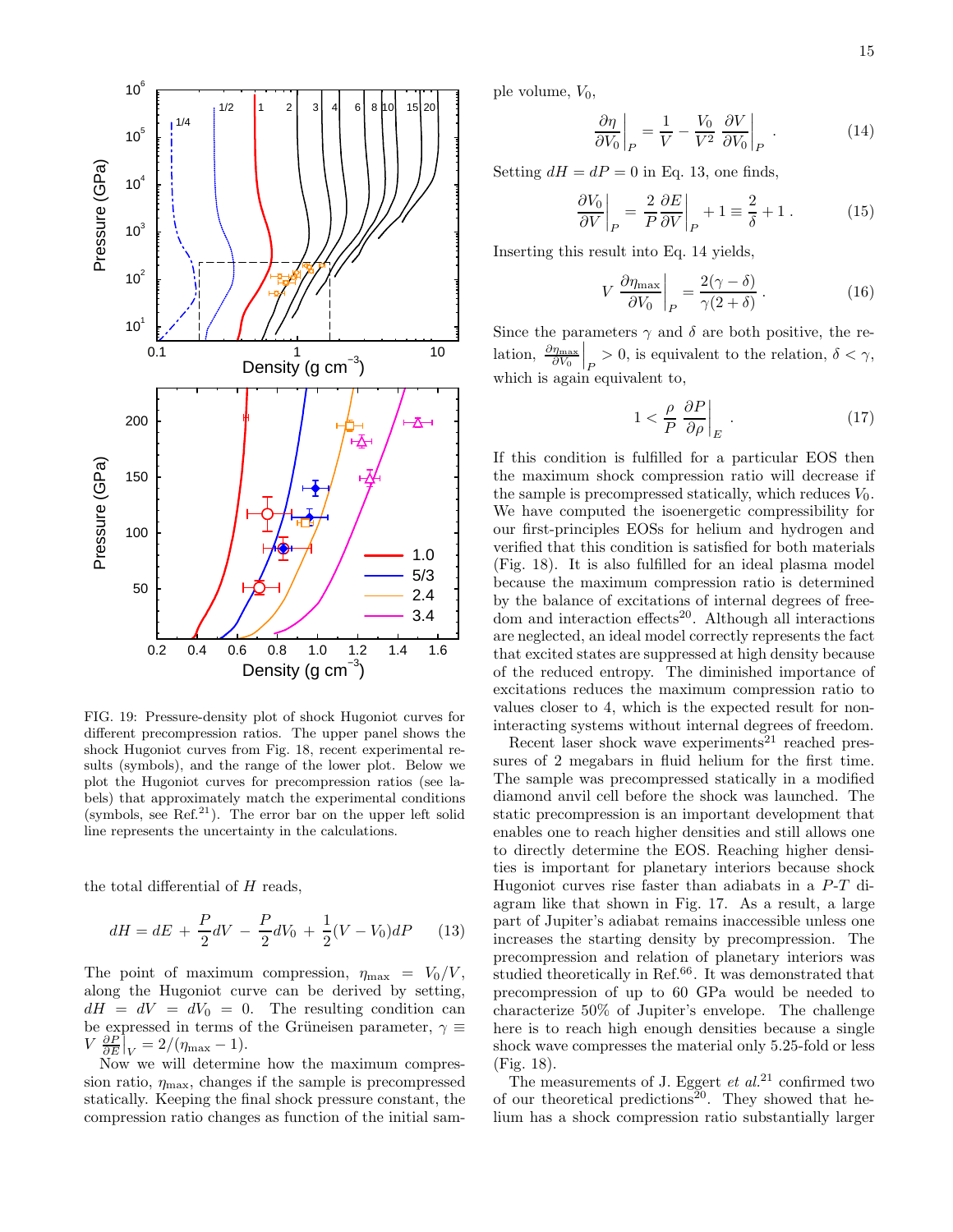Pressure (GPa)

10^6
10^5
10^4
10^3
10^2
10^1

1/4
1/2
1
2
3
4
6
8
10
15
20

0.1
1
10

Density (g cm^-3)

Pressure (GPa)

200
150
100
50

1.0
5/3
2.4
3.4

0.2
0.4
0.6
0.8
1.0
1.2
1.4
1.6

Density (g cm^-3)

FIG. 19: Pressure-density plot of shock Hugoniot curves for different precompression ratios. The upper panel shows the shock Hugoniot curves from Fig. 18, recent experimental results (symbols), and the range of the lower plot. Below we plot the Hugoniot curves for precompression ratios (see labels) that approximately match the experimental conditions (symbols, see Ref.[21]). The error bar on the upper left solid line represents the uncertainty in the calculations.

the total differential of $H$ reads,

$$dH = dE + \frac{P}{2}dV - \frac{P}{2}dV_0 + \frac{1}{2}(V - V_0)dP \qquad (13)$$

The point of maximum compression, $\eta_{\rm max} = V_0/V$, along the Hugoniot curve can be derived by setting, $dH = dV = dV_0 = 0$. The resulting condition can be expressed in terms of the Grüneisen parameter, $\gamma \equiv V \left.\frac{\partial P}{\partial E}\right|_V = 2/(\eta_{\rm max} - 1)$.

Now we will determine how the maximum compression ratio, $\eta_{\rm max}$, changes if the sample is precompressed statically. Keeping the final shock pressure constant, the compression ratio changes as function of the initial sample volume, $V_0$,

$$\left.\frac{\partial \eta}{\partial V_0}\right|_P = \frac{1}{V} - \frac{V_0}{V^2}\left.\frac{\partial V}{\partial V_0}\right|_P . \qquad (14)$$

Setting $dH = dP = 0$ in Eq. 13, one finds,

$$\left.\frac{\partial V_0}{\partial V}\right|_P = \frac{2}{P}\left.\frac{\partial E}{\partial V}\right|_P + 1 \equiv \frac{2}{\delta} + 1 . \qquad (15)$$

Inserting this result into Eq. 14 yields,

$$V \left.\frac{\partial \eta_{\rm max}}{\partial V_0}\right|_P = \frac{2(\gamma - \delta)}{\gamma(2 + \delta)} . \qquad (16)$$

Since the parameters $\gamma$ and $\delta$ are both positive, the relation, $\left.\frac{\partial \eta_{\rm max}}{\partial V_0}\right|_P > 0$, is equivalent to the relation, $\delta < \gamma$, which is again equivalent to,

$$1 < \frac{\rho}{P}\left.\frac{\partial P}{\partial \rho}\right|_E . \qquad (17)$$

If this condition is fulfilled for a particular EOS then the maximum shock compression ratio will decrease if the sample is precompressed statically, which reduces $V_0$. We have computed the isoenergetic compressibility for our first-principles EOSs for helium and hydrogen and verified that this condition is satisfied for both materials (Fig. 18). It is also fulfilled for an ideal plasma model because the maximum compression ratio is determined by the balance of excitations of internal degrees of freedom and interaction effects[20]. Although all interactions are neglected, an ideal model correctly represents the fact that excited states are suppressed at high density because of the reduced entropy. The diminished importance of excitations reduces the maximum compression ratio to values closer to 4, which is the expected result for non-interacting systems without internal degrees of freedom.

Recent laser shock wave experiments[21] reached pressures of 2 megabars in fluid helium for the first time. The sample was precompressed statically in a modified diamond anvil cell before the shock was launched. The static precompression is an important development that enables one to reach higher densities and still allows one to directly determine the EOS. Reaching higher densities is important for planetary interiors because shock Hugoniot curves rise faster than adiabats in a $P$-$T$ diagram like that shown in Fig. 17. As a result, a large part of Jupiter's adiabat remains inaccessible unless one increases the starting density by precompression. The precompression and relation of planetary interiors was studied theoretically in Ref.[66]. It was demonstrated that precompression of up to 60 GPa would be needed to characterize 50% of Jupiter's envelope. The challenge here is to reach high enough densities because a single shock wave compresses the material only 5.25-fold or less (Fig. 18).

The measurements of J. Eggert *et al.*[21] confirmed two of our theoretical predictions[20]. They showed that helium has a shock compression ratio substantially larger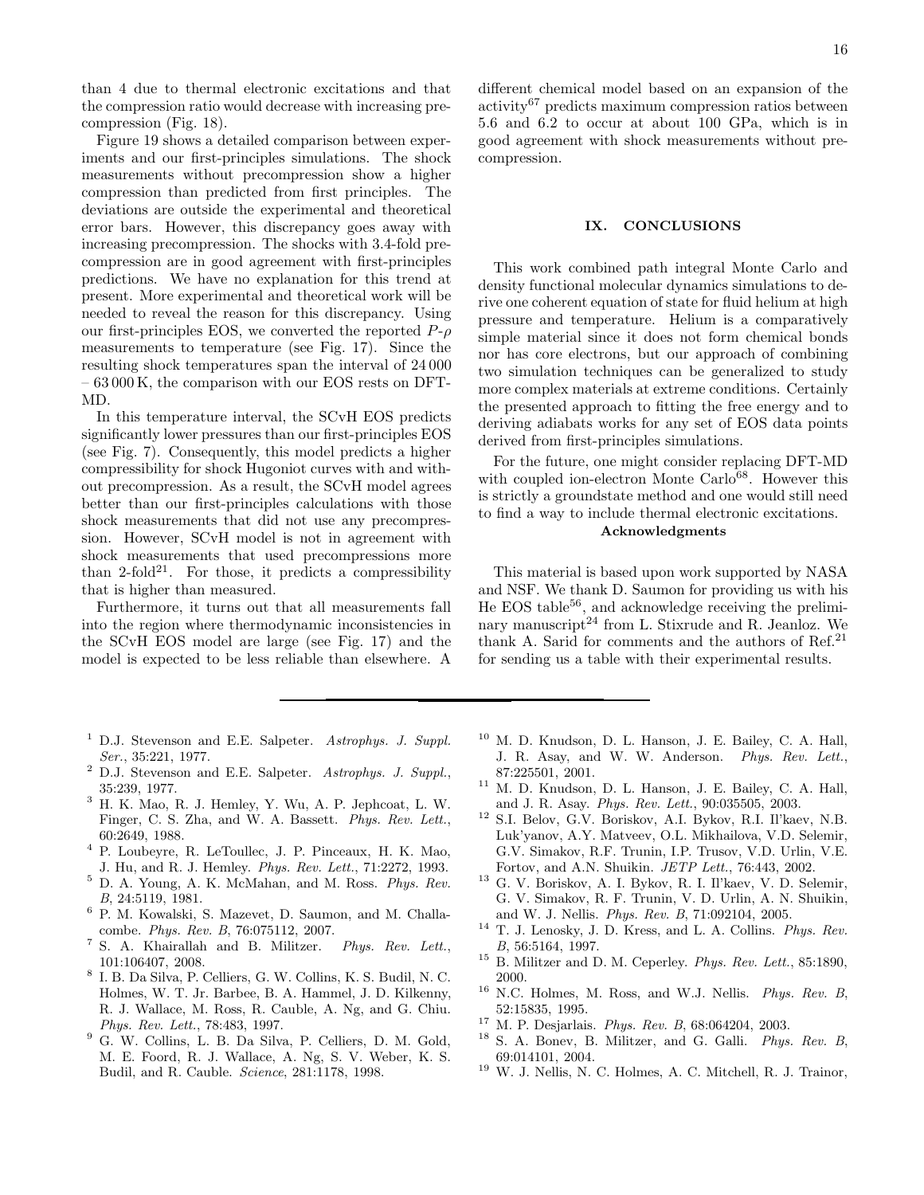than 4 due to thermal electronic excitations and that the compression ratio would decrease with increasing precompression (Fig. 18).

Figure 19 shows a detailed comparison between experiments and our first-principles simulations. The shock measurements without precompression show a higher compression than predicted from first principles. The deviations are outside the experimental and theoretical error bars. However, this discrepancy goes away with increasing precompression. The shocks with 3.4-fold precompression are in good agreement with first-principles predictions. We have no explanation for this trend at present. More experimental and theoretical work will be needed to reveal the reason for this discrepancy. Using our first-principles EOS, we converted the reported $P$-$\rho$ measurements to temperature (see Fig. 17). Since the resulting shock temperatures span the interval of 24 000 – 63 000 K, the comparison with our EOS rests on DFT-MD.

In this temperature interval, the SCvH EOS predicts significantly lower pressures than our first-principles EOS (see Fig. 7). Consequently, this model predicts a higher compressibility for shock Hugoniot curves with and without precompression. As a result, the SCvH model agrees better than our first-principles calculations with those shock measurements that did not use any precompression. However, SCvH model is not in agreement with shock measurements that used precompressions more than 2-fold[21]. For those, it predicts a compressibility that is higher than measured.

Furthermore, it turns out that all measurements fall into the region where thermodynamic inconsistencies in the SCvH EOS model are large (see Fig. 17) and the model is expected to be less reliable than elsewhere. A different chemical model based on an expansion of the activity[67] predicts maximum compression ratios between 5.6 and 6.2 to occur at about 100 GPa, which is in good agreement with shock measurements without precompression.

## IX. CONCLUSIONS

This work combined path integral Monte Carlo and density functional molecular dynamics simulations to derive one coherent equation of state for fluid helium at high pressure and temperature. Helium is a comparatively simple material since it does not form chemical bonds nor has core electrons, but our approach of combining two simulation techniques can be generalized to study more complex materials at extreme conditions. Certainly the presented approach to fitting the free energy and to deriving adiabats works for any set of EOS data points derived from first-principles simulations.

For the future, one might consider replacing DFT-MD with coupled ion-electron Monte Carlo[68]. However this is strictly a groundstate method and one would still need to find a way to include thermal electronic excitations.

### Acknowledgments

This material is based upon work supported by NASA and NSF. We thank D. Saumon for providing us with his He EOS table[56], and acknowledge receiving the preliminary manuscript[24] from L. Stixrude and R. Jeanloz. We thank A. Sarid for comments and the authors of Ref.[21] for sending us a table with their experimental results.

---

1. D.J. Stevenson and E.E. Salpeter. *Astrophys. J. Suppl. Ser.*, 35:221, 1977.
2. D.J. Stevenson and E.E. Salpeter. *Astrophys. J. Suppl.*, 35:239, 1977.
3. H. K. Mao, R. J. Hemley, Y. Wu, A. P. Jephcoat, L. W. Finger, C. S. Zha, and W. A. Bassett. *Phys. Rev. Lett.*, 60:2649, 1988.
4. P. Loubeyre, R. LeToullec, J. P. Pinceaux, H. K. Mao, J. Hu, and R. J. Hemley. *Phys. Rev. Lett.*, 71:2272, 1993.
5. D. A. Young, A. K. McMahan, and M. Ross. *Phys. Rev. B*, 24:5119, 1981.
6. P. M. Kowalski, S. Mazevet, D. Saumon, and M. Challacombe. *Phys. Rev. B*, 76:075112, 2007.
7. S. A. Khairallah and B. Militzer. *Phys. Rev. Lett.*, 101:106407, 2008.
8. I. B. Da Silva, P. Celliers, G. W. Collins, K. S. Budil, N. C. Holmes, W. T. Jr. Barbee, B. A. Hammel, J. D. Kilkenny, R. J. Wallace, M. Ross, R. Cauble, A. Ng, and G. Chiu. *Phys. Rev. Lett.*, 78:483, 1997.
9. G. W. Collins, L. B. Da Silva, P. Celliers, D. M. Gold, M. E. Foord, R. J. Wallace, A. Ng, S. V. Weber, K. S. Budil, and R. Cauble. *Science*, 281:1178, 1998.
10. M. D. Knudson, D. L. Hanson, J. E. Bailey, C. A. Hall, J. R. Asay, and W. W. Anderson. *Phys. Rev. Lett.*, 87:225501, 2001.
11. M. D. Knudson, D. L. Hanson, J. E. Bailey, C. A. Hall, and J. R. Asay. *Phys. Rev. Lett.*, 90:035505, 2003.
12. S.I. Belov, G.V. Boriskov, A.I. Bykov, R.I. Il'kaev, N.B. Luk'yanov, A.Y. Matveev, O.L. Mikhailova, V.D. Selemir, G.V. Simakov, R.F. Trunin, I.P. Trusov, V.D. Urlin, V.E. Fortov, and A.N. Shuikin. *JETP Lett.*, 76:443, 2002.
13. G. V. Boriskov, A. I. Bykov, R. I. Il'kaev, V. D. Selemir, G. V. Simakov, R. F. Trunin, V. D. Urlin, A. N. Shuikin, and W. J. Nellis. *Phys. Rev. B*, 71:092104, 2005.
14. T. J. Lenosky, J. D. Kress, and L. A. Collins. *Phys. Rev. B*, 56:5164, 1997.
15. B. Militzer and D. M. Ceperley. *Phys. Rev. Lett.*, 85:1890, 2000.
16. N.C. Holmes, M. Ross, and W.J. Nellis. *Phys. Rev. B*, 52:15835, 1995.
17. M. P. Desjarlais. *Phys. Rev. B*, 68:064204, 2003.
18. S. A. Bonev, B. Militzer, and G. Galli. *Phys. Rev. B*, 69:014101, 2004.
19. W. J. Nellis, N. C. Holmes, A. C. Mitchell, R. J. Trainor,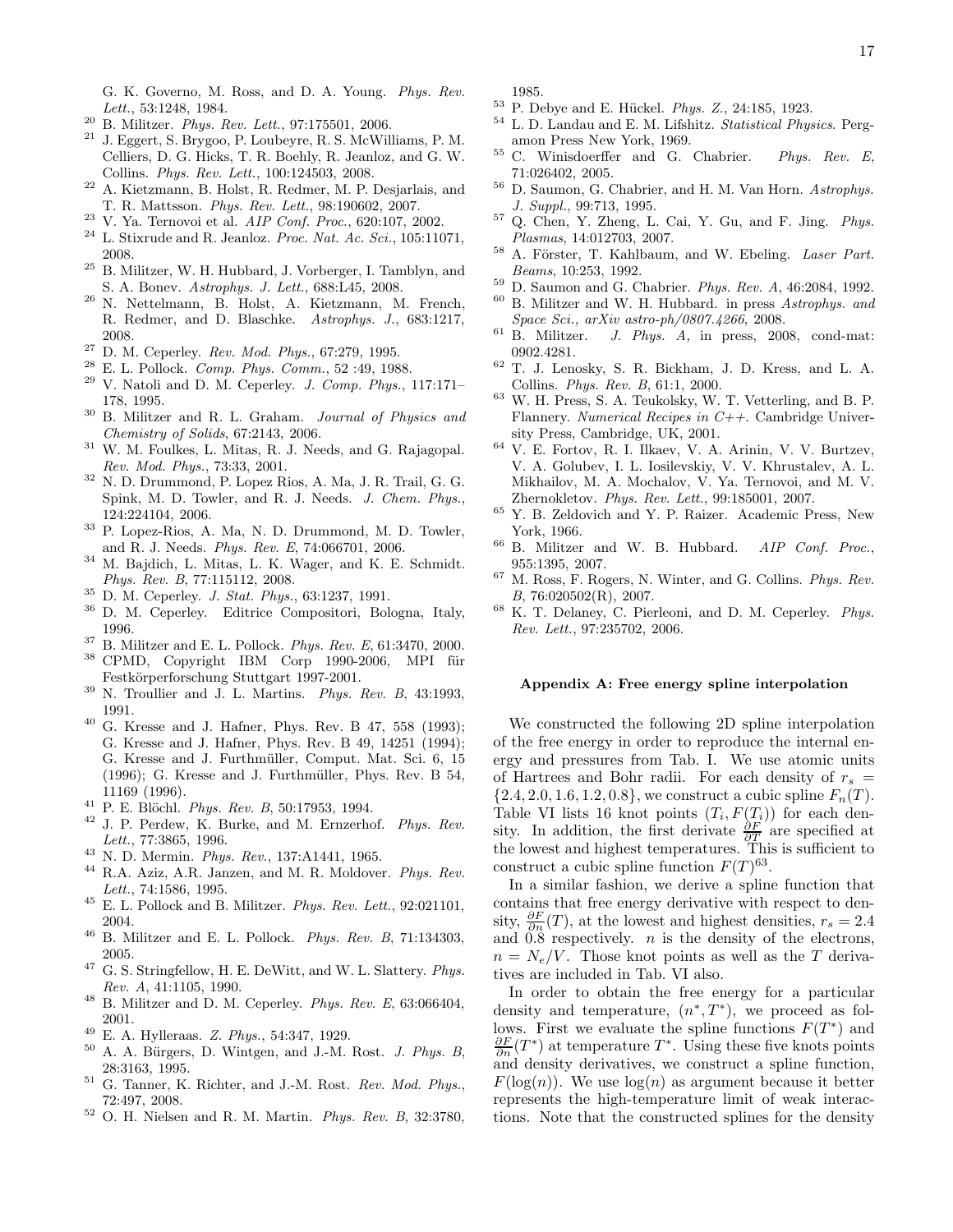G. K. Governo, M. Ross, and D. A. Young. *Phys. Rev. Lett.*, 53:1248, 1984.

[20] B. Militzer. *Phys. Rev. Lett.*, 97:175501, 2006.

[21] J. Eggert, S. Brygoo, P. Loubeyre, R. S. McWilliams, P. M. Celliers, D. G. Hicks, T. R. Boehly, R. Jeanloz, and G. W. Collins. *Phys. Rev. Lett.*, 100:124503, 2008.

[22] A. Kietzmann, B. Holst, R. Redmer, M. P. Desjarlais, and T. R. Mattsson. *Phys. Rev. Lett.*, 98:190602, 2007.

[23] V. Ya. Ternovoi et al. *AIP Conf. Proc.*, 620:107, 2002.

[24] L. Stixrude and R. Jeanloz. *Proc. Nat. Ac. Sci.*, 105:11071, 2008.

[25] B. Militzer, W. H. Hubbard, J. Vorberger, I. Tamblyn, and S. A. Bonev. *Astrophys. J. Lett.*, 688:L45, 2008.

[26] N. Nettelmann, B. Holst, A. Kietzmann, M. French, R. Redmer, and D. Blaschke. *Astrophys. J.*, 683:1217, 2008.

[27] D. M. Ceperley. *Rev. Mod. Phys.*, 67:279, 1995.

[28] E. L. Pollock. *Comp. Phys. Comm.*, 52 :49, 1988.

[29] V. Natoli and D. M. Ceperley. *J. Comp. Phys.*, 117:171–178, 1995.

[30] B. Militzer and R. L. Graham. *Journal of Physics and Chemistry of Solids*, 67:2143, 2006.

[31] W. M. Foulkes, L. Mitas, R. J. Needs, and G. Rajagopal. *Rev. Mod. Phys.*, 73:33, 2001.

[32] N. D. Drummond, P. Lopez Rios, A. Ma, J. R. Trail, G. G. Spink, M. D. Towler, and R. J. Needs. *J. Chem. Phys.*, 124:224104, 2006.

[33] P. Lopez-Rios, A. Ma, N. D. Drummond, M. D. Towler, and R. J. Needs. *Phys. Rev. E*, 74:066701, 2006.

[34] M. Bajdich, L. Mitas, L. K. Wager, and K. E. Schmidt. *Phys. Rev. B*, 77:115112, 2008.

[35] D. M. Ceperley. *J. Stat. Phys.*, 63:1237, 1991.

[36] D. M. Ceperley. Editrice Compositori, Bologna, Italy, 1996.

[37] B. Militzer and E. L. Pollock. *Phys. Rev. E*, 61:3470, 2000.

[38] CPMD, Copyright IBM Corp 1990-2006, MPI für Festkörperforschung Stuttgart 1997-2001.

[39] N. Troullier and J. L. Martins. *Phys. Rev. B*, 43:1993, 1991.

[40] G. Kresse and J. Hafner, Phys. Rev. B 47, 558 (1993); G. Kresse and J. Hafner, Phys. Rev. B 49, 14251 (1994); G. Kresse and J. Furthmüller, Comput. Mat. Sci. 6, 15 (1996); G. Kresse and J. Furthmüller, Phys. Rev. B 54, 11169 (1996).

[41] P. E. Blöchl. *Phys. Rev. B*, 50:17953, 1994.

[42] J. P. Perdew, K. Burke, and M. Ernzerhof. *Phys. Rev. Lett.*, 77:3865, 1996.

[43] N. D. Mermin. *Phys. Rev.*, 137:A1441, 1965.

[44] R.A. Aziz, A.R. Janzen, and M. R. Moldover. *Phys. Rev. Lett.*, 74:1586, 1995.

[45] E. L. Pollock and B. Militzer. *Phys. Rev. Lett.*, 92:021101, 2004.

[46] B. Militzer and E. L. Pollock. *Phys. Rev. B*, 71:134303, 2005.

[47] G. S. Stringfellow, H. E. DeWitt, and W. L. Slattery. *Phys. Rev. A*, 41:1105, 1990.

[48] B. Militzer and D. M. Ceperley. *Phys. Rev. E*, 63:066404, 2001.

[49] E. A. Hylleraas. *Z. Phys.*, 54:347, 1929.

[50] A. A. Bürgers, D. Wintgen, and J.-M. Rost. *J. Phys. B*, 28:3163, 1995.

[51] G. Tanner, K. Richter, and J.-M. Rost. *Rev. Mod. Phys.*, 72:497, 2008.

[52] O. H. Nielsen and R. M. Martin. *Phys. Rev. B*, 32:3780, 1985.

[53] P. Debye and E. Hückel. *Phys. Z.*, 24:185, 1923.

[54] L. D. Landau and E. M. Lifshitz. *Statistical Physics*. Pergamon Press New York, 1969.

[55] C. Winisdoerffer and G. Chabrier. *Phys. Rev. E*, 71:026402, 2005.

[56] D. Saumon, G. Chabrier, and H. M. Van Horn. *Astrophys. J. Suppl.*, 99:713, 1995.

[57] Q. Chen, Y. Zheng, L. Cai, Y. Gu, and F. Jing. *Phys. Plasmas*, 14:012703, 2007.

[58] A. Förster, T. Kahlbaum, and W. Ebeling. *Laser Part. Beams*, 10:253, 1992.

[59] D. Saumon and G. Chabrier. *Phys. Rev. A*, 46:2084, 1992.

[60] B. Militzer and W. H. Hubbard. in press *Astrophys. and Space Sci., arXiv astro-ph/0807.4266*, 2008.

[61] B. Militzer. *J. Phys. A,* in press, 2008, cond-mat: 0902.4281.

[62] T. J. Lenosky, S. R. Bickham, J. D. Kress, and L. A. Collins. *Phys. Rev. B*, 61:1, 2000.

[63] W. H. Press, S. A. Teukolsky, W. T. Vetterling, and B. P. Flannery. *Numerical Recipes in C++*. Cambridge University Press, Cambridge, UK, 2001.

[64] V. E. Fortov, R. I. Ilkaev, V. A. Arinin, V. V. Burtzev, V. A. Golubev, I. L. Iosilevskiy, V. V. Khrustalev, A. L. Mikhailov, M. A. Mochalov, V. Ya. Ternovoi, and M. V. Zhernokletov. *Phys. Rev. Lett.*, 99:185001, 2007.

[65] Y. B. Zeldovich and Y. P. Raizer. Academic Press, New York, 1966.

[66] B. Militzer and W. B. Hubbard. *AIP Conf. Proc.*, 955:1395, 2007.

[67] M. Ross, F. Rogers, N. Winter, and G. Collins. *Phys. Rev. B*, 76:020502(R), 2007.

[68] K. T. Delaney, C. Pierleoni, and D. M. Ceperley. *Phys. Rev. Lett.*, 97:235702, 2006.

### Appendix A: Free energy spline interpolation

We constructed the following 2D spline interpolation of the free energy in order to reproduce the internal energy and pressures from Tab. I. We use atomic units of Hartrees and Bohr radii. For each density of $r_s = \{2.4, 2.0, 1.6, 1.2, 0.8\}$, we construct a cubic spline $F_n(T)$. Table VI lists 16 knot points $(T_i, F(T_i))$ for each density. In addition, the first derivate $\frac{\partial F}{\partial T}$ are specified at the lowest and highest temperatures. This is sufficient to construct a cubic spline function $F(T)$[63].

In a similar fashion, we derive a spline function that contains that free energy derivative with respect to density, $\frac{\partial F}{\partial n}(T)$, at the lowest and highest densities, $r_s = 2.4$ and 0.8 respectively. $n$ is the density of the electrons, $n = N_e/V$. Those knot points as well as the $T$ derivatives are included in Tab. VI also.

In order to obtain the free energy for a particular density and temperature, $(n^*, T^*)$, we proceed as follows. First we evaluate the spline functions $F(T^*)$ and $\frac{\partial F}{\partial n}(T^*)$ at temperature $T^*$. Using these five knots points and density derivatives, we construct a spline function, $F(\log(n))$. We use $\log(n)$ as argument because it better represents the high-temperature limit of weak interactions. Note that the constructed splines for the density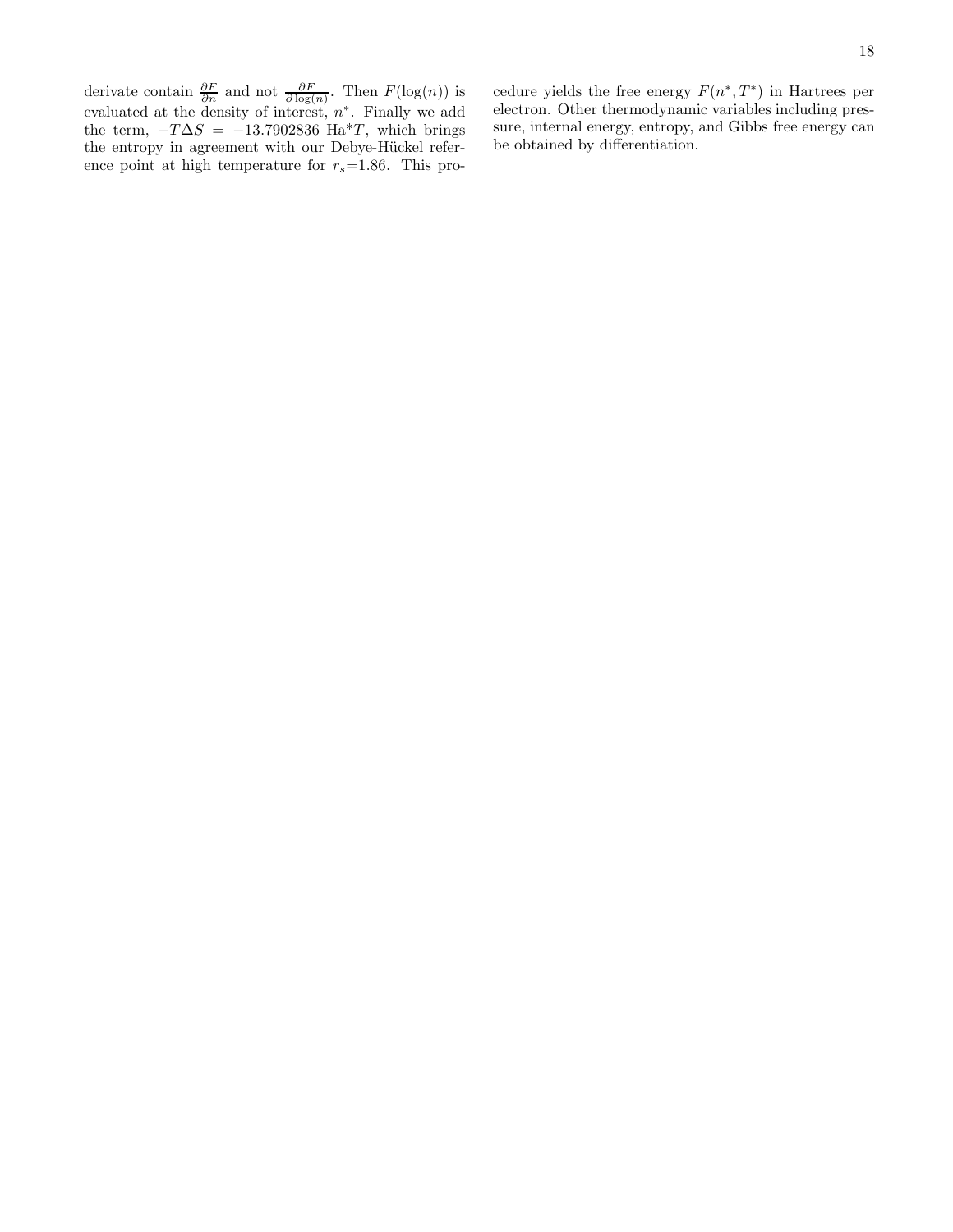derivate contain $\frac{\partial F}{\partial n}$ and not $\frac{\partial F}{\partial \log(n)}$. Then $F(\log(n))$ is evaluated at the density of interest, $n^*$. Finally we add the term, $-T\Delta S = -13.7902836$ Ha*$T$, which brings the entropy in agreement with our Debye-Hückel reference point at high temperature for $r_s$=1.86. This procedure yields the free energy $F(n^*, T^*)$ in Hartrees per electron. Other thermodynamic variables including pressure, internal energy, entropy, and Gibbs free energy can be obtained by differentiation.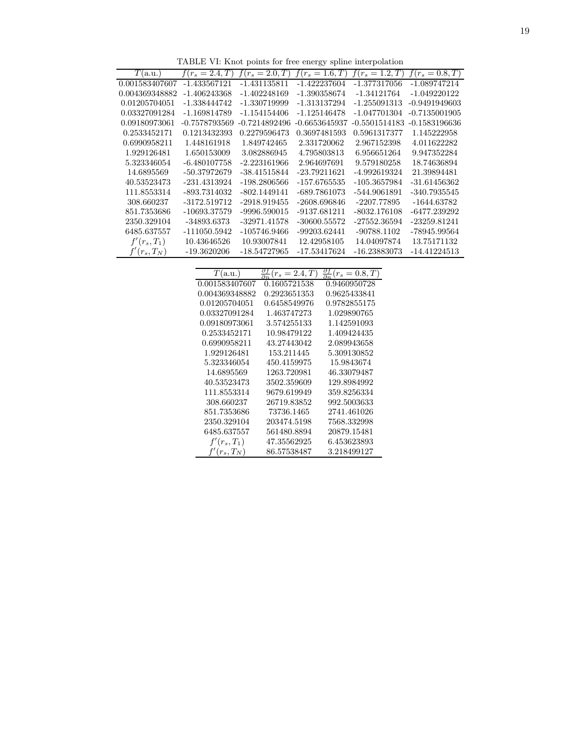TABLE VI: Knot points for free energy spline interpolation

| $T$(a.u.) | $f(r_s = 2.4, T)$ | $f(r_s = 2.0, T)$ | $f(r_s = 1.6, T)$ | $f(r_s = 1.2, T)$ | $f(r_s = 0.8, T)$ |
|---|---|---|---|---|---|
| 0.001583407607 | -1.433567121 | -1.431135811 | -1.422237604 | -1.377317056 | -1.089747214 |
| 0.004369348882 | -1.406243368 | -1.402248169 | -1.390358674 | -1.34121764 | -1.049220122 |
| 0.01205704051 | -1.338444742 | -1.330719999 | -1.313137294 | -1.255091313 | -0.9491949603 |
| 0.03327091284 | -1.169814789 | -1.154154406 | -1.125146478 | -1.047701304 | -0.7135001905 |
| 0.09180973061 | -0.7578793569 | -0.7214892496 | -0.6653645937 | -0.5501514183 | -0.1583196636 |
| 0.2533452171 | 0.1213432393 | 0.2279596473 | 0.3697481593 | 0.5961317377 | 1.145222958 |
| 0.6990958211 | 1.448161918 | 1.849742465 | 2.331720062 | 2.967152398 | 4.011622282 |
| 1.929126481 | 1.650153009 | 3.082886945 | 4.795803813 | 6.956651264 | 9.947352284 |
| 5.323346054 | -6.480107758 | -2.223161966 | 2.964697691 | 9.579180258 | 18.74636894 |
| 14.6895569 | -50.37972679 | -38.41515844 | -23.79211621 | -4.992619324 | 21.39894481 |
| 40.53523473 | -231.4313924 | -198.2806566 | -157.6765535 | -105.3657984 | -31.61456362 |
| 111.8553314 | -893.7314032 | -802.1449141 | -689.7861073 | -544.9061891 | -340.7935545 |
| 308.660237 | -3172.519712 | -2918.919455 | -2608.696846 | -2207.77895 | -1644.63782 |
| 851.7353686 | -10693.37579 | -9996.590015 | -9137.681211 | -8032.176108 | -6477.239292 |
| 2350.329104 | -34893.6373 | -32971.41578 | -30600.55572 | -27552.36594 | -23259.81241 |
| 6485.637557 | -111050.5942 | -105746.9466 | -99203.62441 | -90788.1102 | -78945.99564 |
| $f'(r_s, T_1)$ | 10.43646526 | 10.93007841 | 12.42958105 | 14.04097874 | 13.75171132 |
| $f'(r_s, T_N)$ | -19.3620206 | -18.54727965 | -17.53417624 | -16.23883073 | -14.41224513 |

| $T$(a.u.) | $\frac{\partial f}{\partial n}(r_s = 2.4, T)$ | $\frac{\partial f}{\partial n}(r_s = 0.8, T)$ |
|---|---|---|
| 0.001583407607 | 0.1605721538 | 0.9460950728 |
| 0.004369348882 | 0.2923651353 | 0.9625433841 |
| 0.01205704051 | 0.6458549976 | 0.9782855175 |
| 0.03327091284 | 1.463747273 | 1.029890765 |
| 0.09180973061 | 3.574255133 | 1.142591093 |
| 0.2533452171 | 10.98479122 | 1.409424435 |
| 0.6990958211 | 43.27443042 | 2.089943658 |
| 1.929126481 | 153.211445 | 5.309130852 |
| 5.323346054 | 450.4159975 | 15.9843674 |
| 14.6895569 | 1263.720981 | 46.33079487 |
| 40.53523473 | 3502.359609 | 129.8984992 |
| 111.8553314 | 9679.619949 | 359.8256334 |
| 308.660237 | 26719.83852 | 992.5003633 |
| 851.7353686 | 73736.1465 | 2741.461026 |
| 2350.329104 | 203474.5198 | 7568.332998 |
| 6485.637557 | 561480.8894 | 20879.15481 |
| $f'(r_s, T_1)$ | 47.35562925 | 6.453623893 |
| $f'(r_s, T_N)$ | 86.57538487 | 3.218499127 |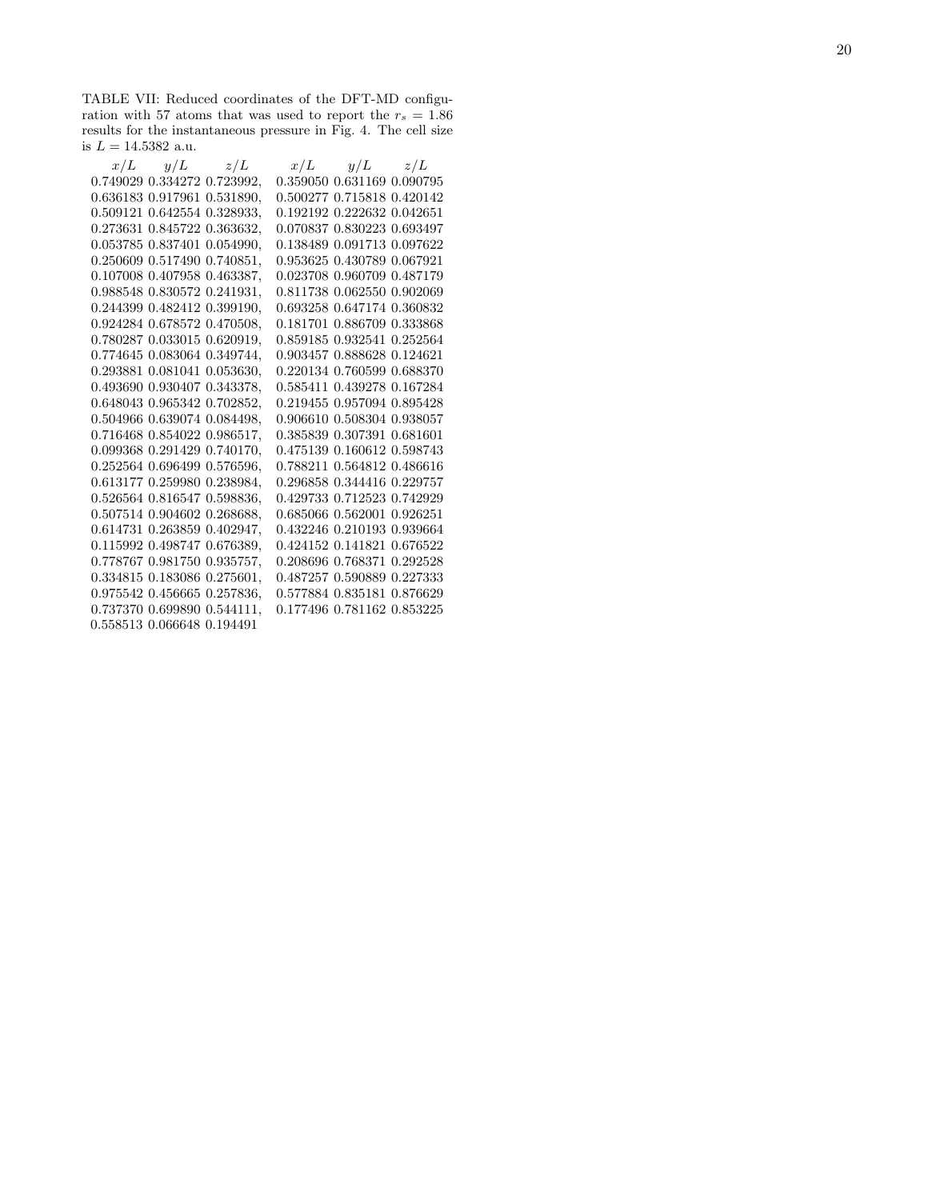TABLE VII: Reduced coordinates of the DFT-MD configuration with 57 atoms that was used to report the $r_s = 1.86$ results for the instantaneous pressure in Fig. 4. The cell size is $L = 14.5382$ a.u.

| $x/L$ | $y/L$ | $z/L$ | $x/L$ | $y/L$ | $z/L$ |
|---|---|---|---|---|---|
| 0.749029 | 0.334272 | 0.723992, | 0.359050 | 0.631169 | 0.090795 |
| 0.636183 | 0.917961 | 0.531890, | 0.500277 | 0.715818 | 0.420142 |
| 0.509121 | 0.642554 | 0.328933, | 0.192192 | 0.222632 | 0.042651 |
| 0.273631 | 0.845722 | 0.363632, | 0.070837 | 0.830223 | 0.693497 |
| 0.053785 | 0.837401 | 0.054990, | 0.138489 | 0.091713 | 0.097622 |
| 0.250609 | 0.517490 | 0.740851, | 0.953625 | 0.430789 | 0.067921 |
| 0.107008 | 0.407958 | 0.463387, | 0.023708 | 0.960709 | 0.487179 |
| 0.988548 | 0.830572 | 0.241931, | 0.811738 | 0.062550 | 0.902069 |
| 0.244399 | 0.482412 | 0.399190, | 0.693258 | 0.647174 | 0.360832 |
| 0.924284 | 0.678572 | 0.470508, | 0.181701 | 0.886709 | 0.333868 |
| 0.780287 | 0.033015 | 0.620919, | 0.859185 | 0.932541 | 0.252564 |
| 0.774645 | 0.083064 | 0.349744, | 0.903457 | 0.888628 | 0.124621 |
| 0.293881 | 0.081041 | 0.053630, | 0.220134 | 0.760599 | 0.688370 |
| 0.493690 | 0.930407 | 0.343378, | 0.585411 | 0.439278 | 0.167284 |
| 0.648043 | 0.965342 | 0.702852, | 0.219455 | 0.957094 | 0.895428 |
| 0.504966 | 0.639074 | 0.084498, | 0.906610 | 0.508304 | 0.938057 |
| 0.716468 | 0.854022 | 0.986517, | 0.385839 | 0.307391 | 0.681601 |
| 0.099368 | 0.291429 | 0.740170, | 0.475139 | 0.160612 | 0.598743 |
| 0.252564 | 0.696499 | 0.576596, | 0.788211 | 0.564812 | 0.486616 |
| 0.613177 | 0.259980 | 0.238984, | 0.296858 | 0.344416 | 0.229757 |
| 0.526564 | 0.816547 | 0.598836, | 0.429733 | 0.712523 | 0.742929 |
| 0.507514 | 0.904602 | 0.268688, | 0.685066 | 0.562001 | 0.926251 |
| 0.614731 | 0.263859 | 0.402947, | 0.432246 | 0.210193 | 0.939664 |
| 0.115992 | 0.498747 | 0.676389, | 0.424152 | 0.141821 | 0.676522 |
| 0.778767 | 0.981750 | 0.935757, | 0.208696 | 0.768371 | 0.292528 |
| 0.334815 | 0.183086 | 0.275601, | 0.487257 | 0.590889 | 0.227333 |
| 0.975542 | 0.456665 | 0.257836, | 0.577884 | 0.835181 | 0.876629 |
| 0.737370 | 0.699890 | 0.544111, | 0.177496 | 0.781162 | 0.853225 |
| 0.558513 | 0.066648 | 0.194491 | | | |